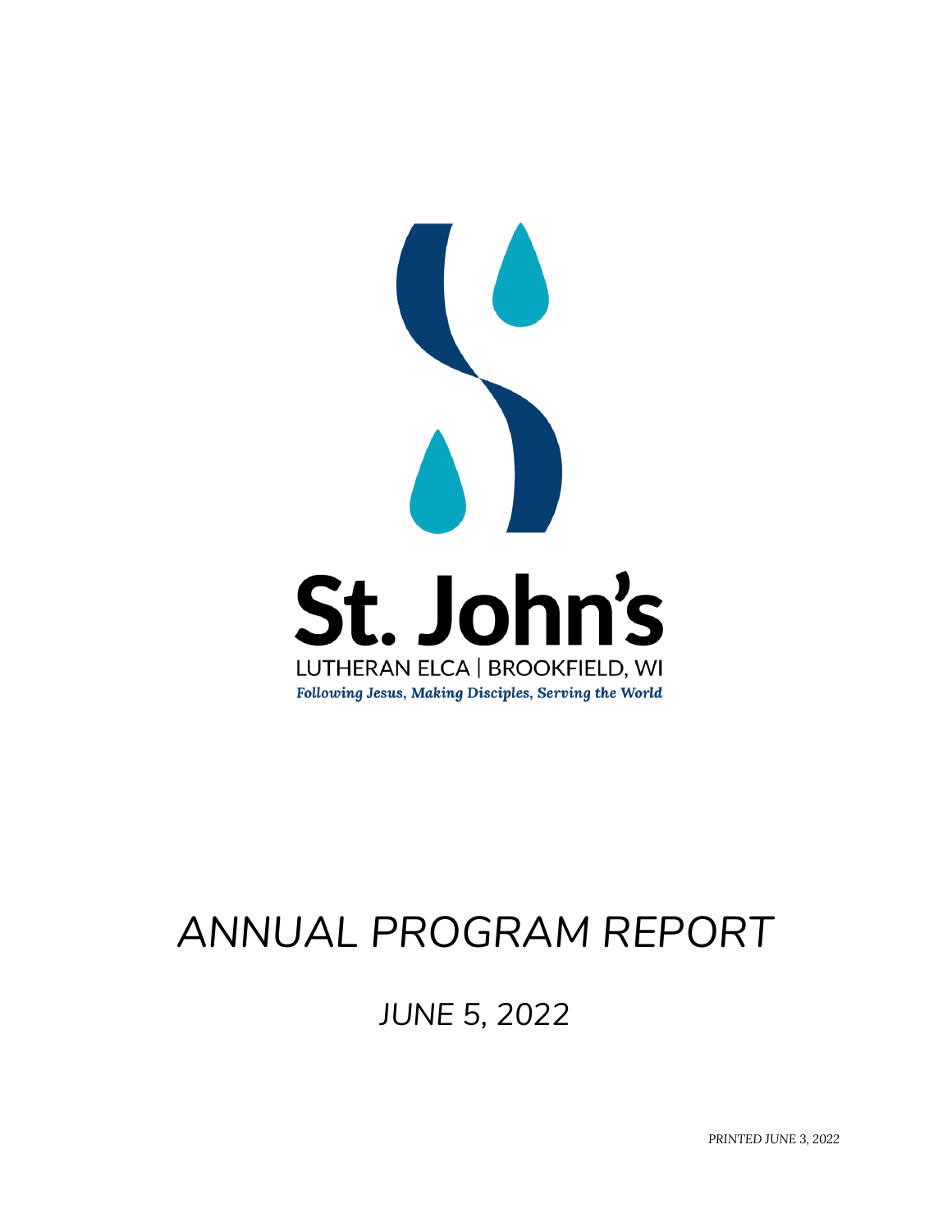# St. John's

LUTHERAN ELCA | BROOKFIELD, WI

*Following Jesus, Making Disciples, Serving the World*

# *ANNUAL PROGRAM REPORT*

## *JUNE 5, 2022*

PRINTED JUNE 3, 2022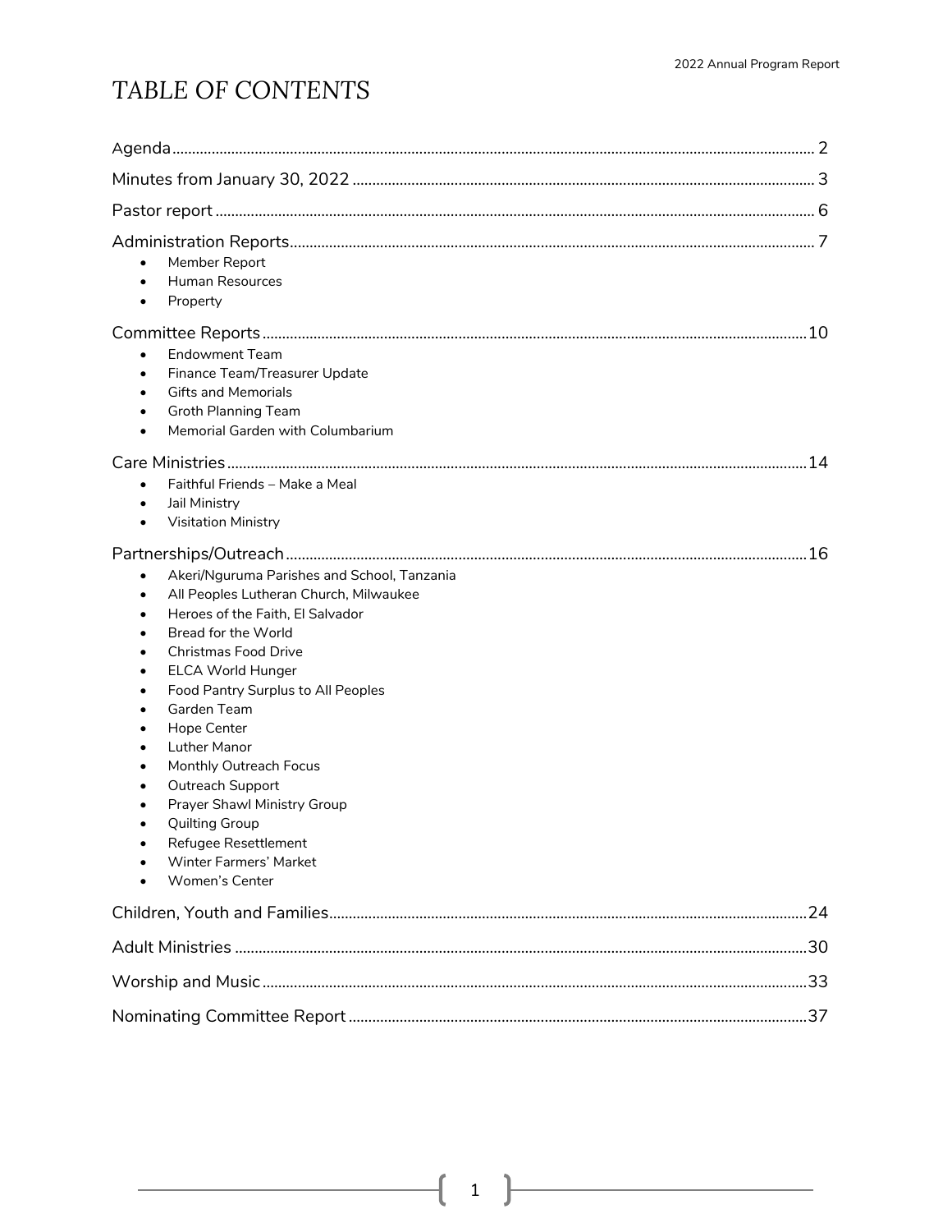# TABLE OF CONTENTS

Agenda ........................................................................................................ 2

Minutes from January 30, 2022 ........................................................................... 3

Pastor report ................................................................................................ 6

Administration Reports ................................................................................... 7

- Member Report
- Human Resources
- Property

Committee Reports ...................................................................................... 10

- Endowment Team
- Finance Team/Treasurer Update
- Gifts and Memorials
- Groth Planning Team
- Memorial Garden with Columbarium

Care Ministries ........................................................................................... 14

- Faithful Friends – Make a Meal
- Jail Ministry
- Visitation Ministry

Partnerships/Outreach ................................................................................. 16

- Akeri/Nguruma Parishes and School, Tanzania
- All Peoples Lutheran Church, Milwaukee
- Heroes of the Faith, El Salvador
- Bread for the World
- Christmas Food Drive
- ELCA World Hunger
- Food Pantry Surplus to All Peoples
- Garden Team
- Hope Center
- Luther Manor
- Monthly Outreach Focus
- Outreach Support
- Prayer Shawl Ministry Group
- Quilting Group
- Refugee Resettlement
- Winter Farmers' Market
- Women's Center

Children, Youth and Families ........................................................................ 24

Adult Ministries .......................................................................................... 30

Worship and Music ..................................................................................... 33

Nominating Committee Report ...................................................................... 37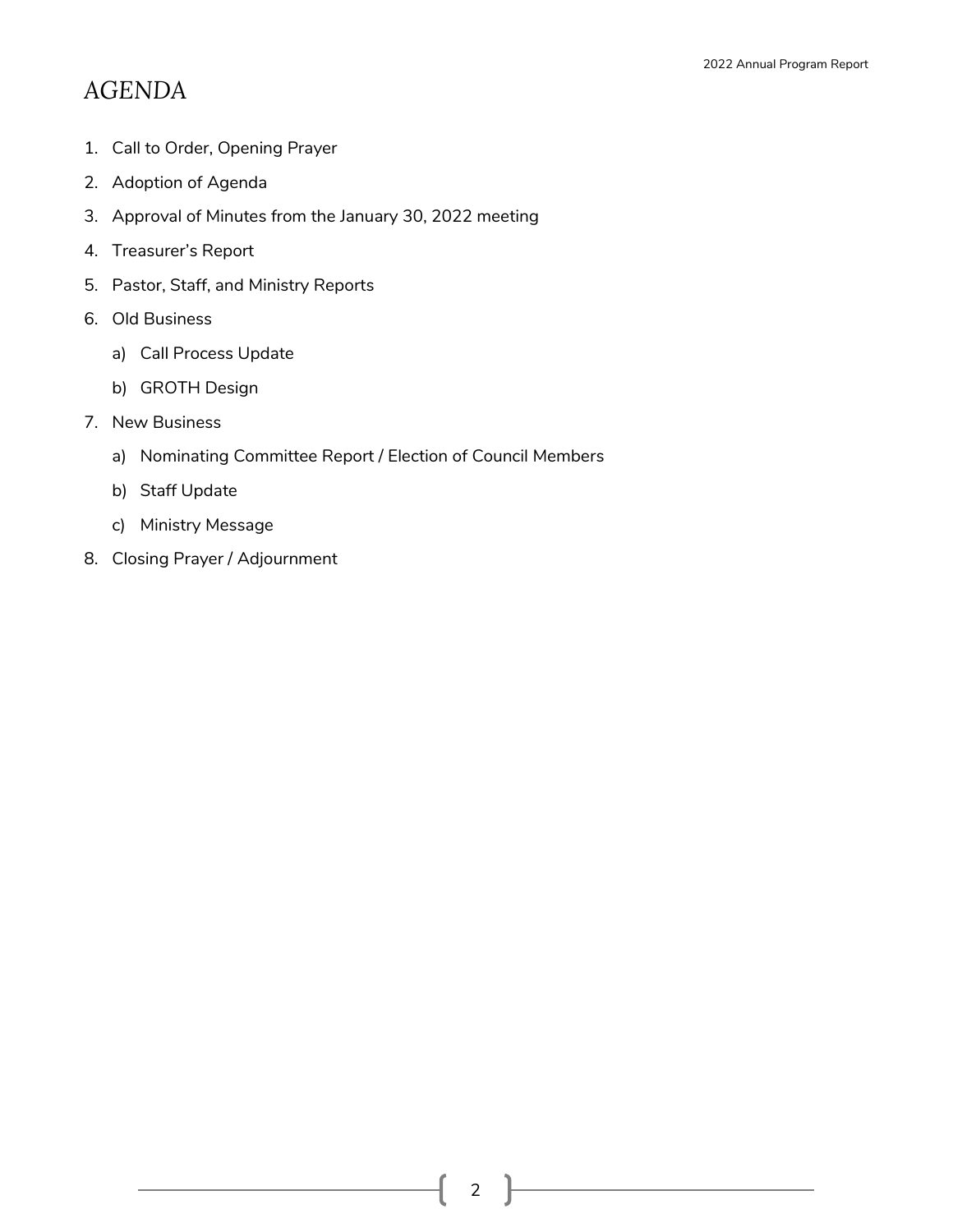# AGENDA

1. Call to Order, Opening Prayer
2. Adoption of Agenda
3. Approval of Minutes from the January 30, 2022 meeting
4. Treasurer's Report
5. Pastor, Staff, and Ministry Reports
6. Old Business
   a) Call Process Update
   b) GROTH Design
7. New Business
   a) Nominating Committee Report / Election of Council Members
   b) Staff Update
   c) Ministry Message
8. Closing Prayer / Adjournment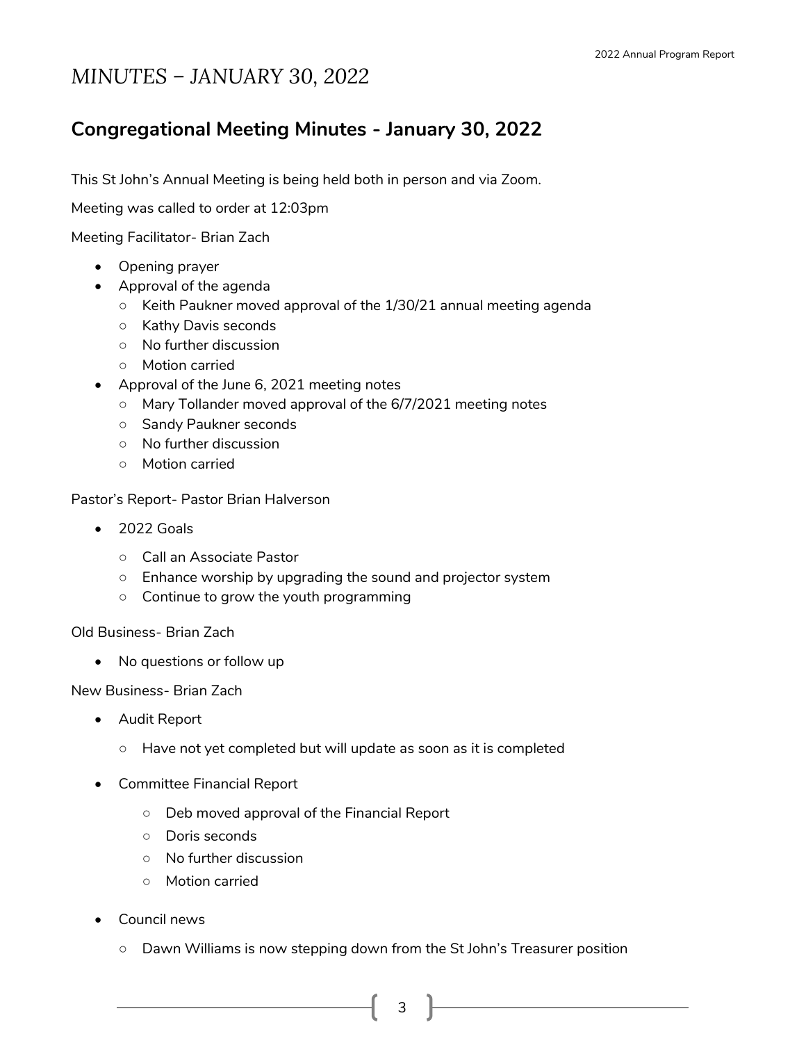# *MINUTES – JANUARY 30, 2022*

## Congregational Meeting Minutes - January 30, 2022

This St John's Annual Meeting is being held both in person and via Zoom.

Meeting was called to order at 12:03pm

Meeting Facilitator- Brian Zach

- Opening prayer
- Approval of the agenda
  - Keith Paukner moved approval of the 1/30/21 annual meeting agenda
  - Kathy Davis seconds
  - No further discussion
  - Motion carried
- Approval of the June 6, 2021 meeting notes
  - Mary Tollander moved approval of the 6/7/2021 meeting notes
  - Sandy Paukner seconds
  - No further discussion
  - Motion carried

Pastor's Report- Pastor Brian Halverson

- 2022 Goals
  - Call an Associate Pastor
  - Enhance worship by upgrading the sound and projector system
  - Continue to grow the youth programming

Old Business- Brian Zach

- No questions or follow up

New Business- Brian Zach

- Audit Report
  - Have not yet completed but will update as soon as it is completed
- Committee Financial Report
  - Deb moved approval of the Financial Report
  - Doris seconds
  - No further discussion
  - Motion carried
- Council news
  - Dawn Williams is now stepping down from the St John's Treasurer position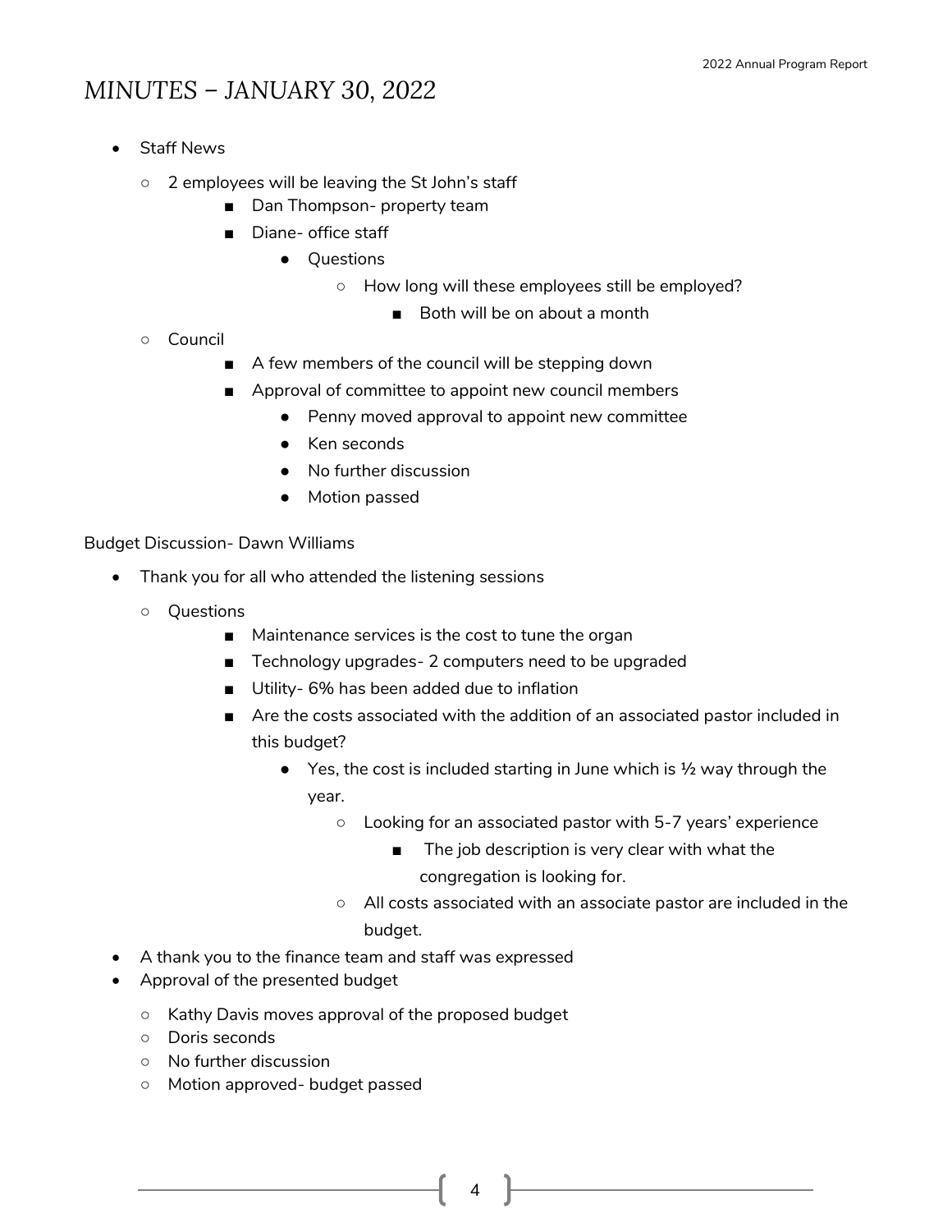# *MINUTES – JANUARY 30, 2022*

- Staff News
  - 2 employees will be leaving the St John's staff
    - Dan Thompson- property team
    - Diane- office staff
      - Questions
        - How long will these employees still be employed?
          - Both will be on about a month
  - Council
    - A few members of the council will be stepping down
    - Approval of committee to appoint new council members
      - Penny moved approval to appoint new committee
      - Ken seconds
      - No further discussion
      - Motion passed

Budget Discussion- Dawn Williams

- Thank you for all who attended the listening sessions
  - Questions
    - Maintenance services is the cost to tune the organ
    - Technology upgrades- 2 computers need to be upgraded
    - Utility- 6% has been added due to inflation
    - Are the costs associated with the addition of an associated pastor included in this budget?
      - Yes, the cost is included starting in June which is ½ way through the year.
        - Looking for an associated pastor with 5-7 years' experience
          - The job description is very clear with what the congregation is looking for.
        - All costs associated with an associate pastor are included in the budget.
- A thank you to the finance team and staff was expressed
- Approval of the presented budget
  - Kathy Davis moves approval of the proposed budget
  - Doris seconds
  - No further discussion
  - Motion approved- budget passed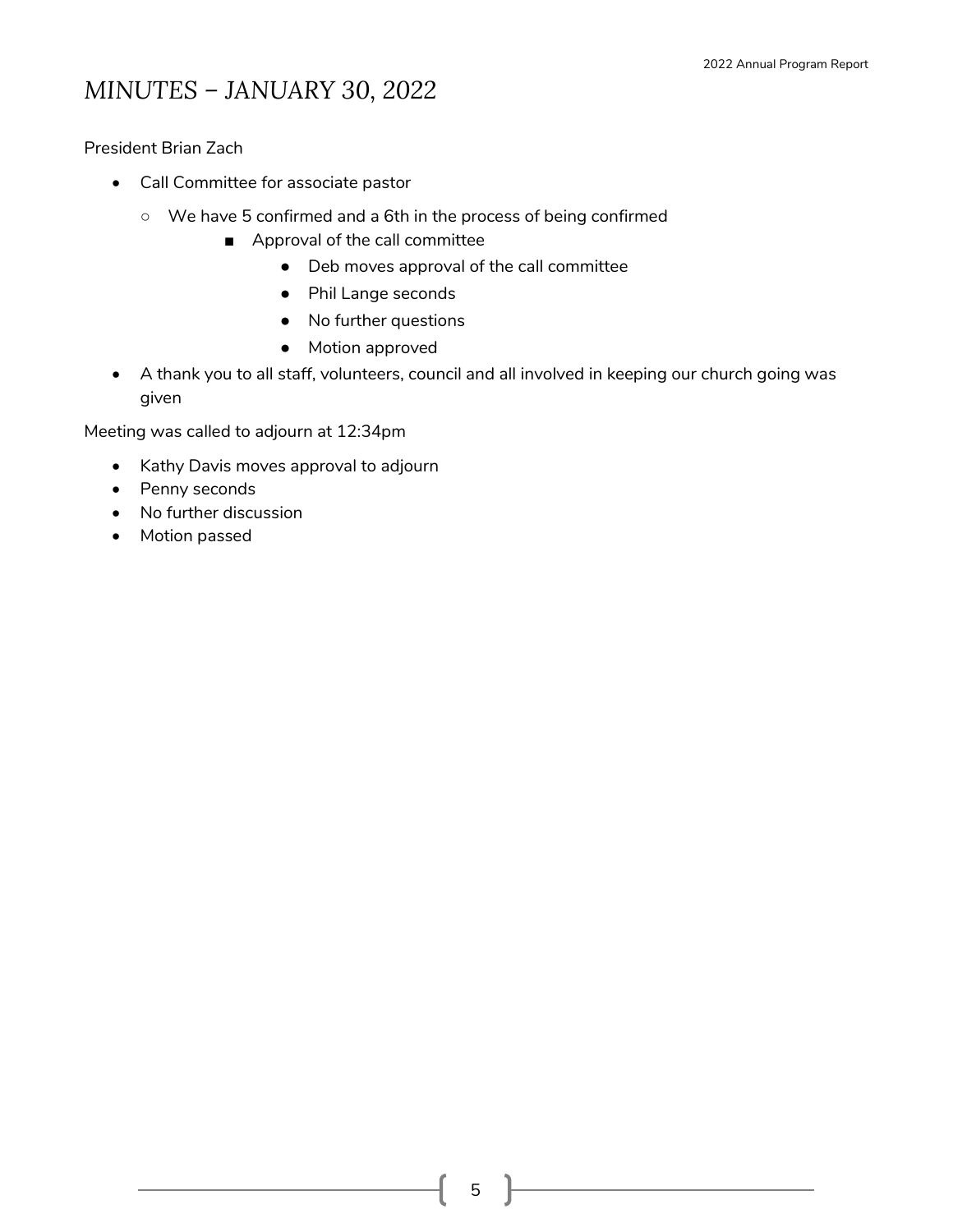# MINUTES – JANUARY 30, 2022

President Brian Zach

- Call Committee for associate pastor
  - We have 5 confirmed and a 6th in the process of being confirmed
    - Approval of the call committee
      - Deb moves approval of the call committee
      - Phil Lange seconds
      - No further questions
      - Motion approved
- A thank you to all staff, volunteers, council and all involved in keeping our church going was given

Meeting was called to adjourn at 12:34pm

- Kathy Davis moves approval to adjourn
- Penny seconds
- No further discussion
- Motion passed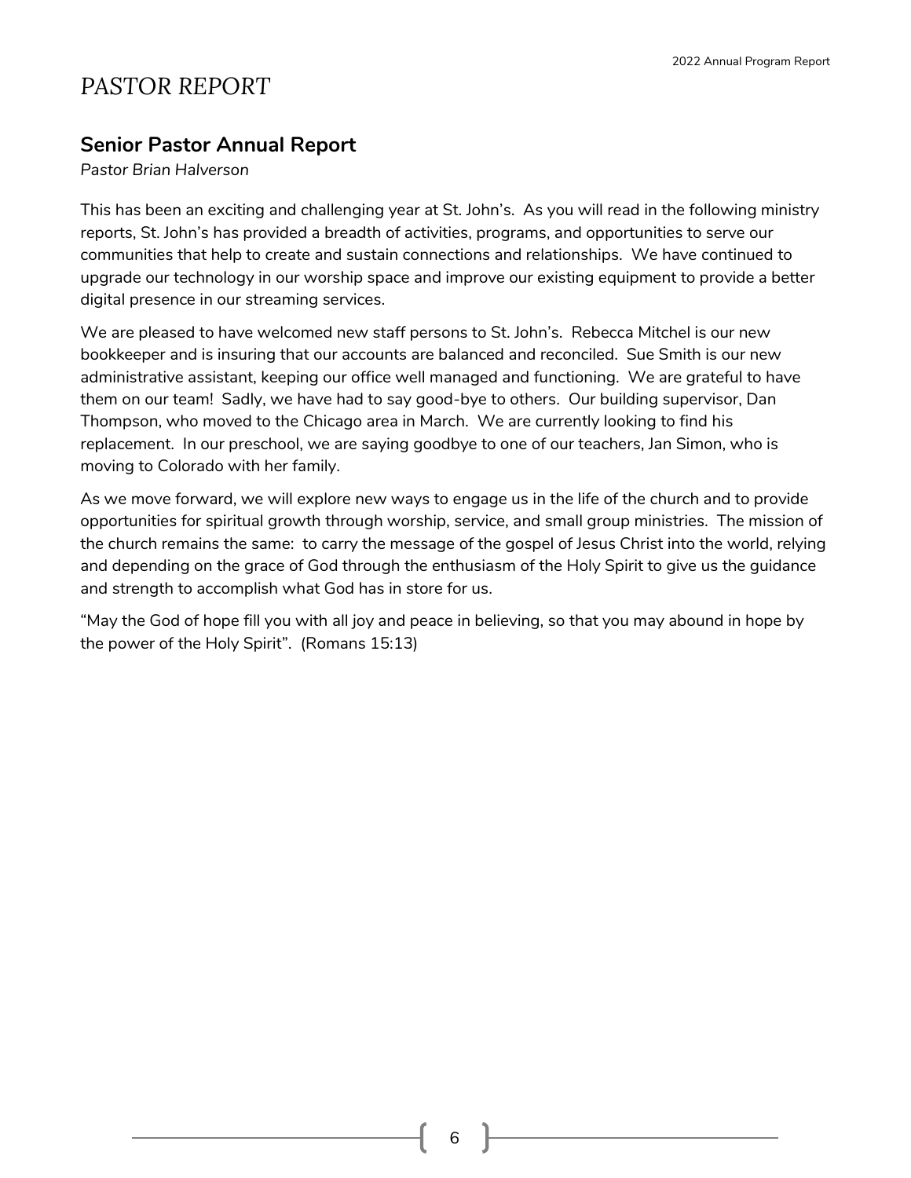# PASTOR REPORT

## Senior Pastor Annual Report

*Pastor Brian Halverson*

This has been an exciting and challenging year at St. John's. As you will read in the following ministry reports, St. John's has provided a breadth of activities, programs, and opportunities to serve our communities that help to create and sustain connections and relationships. We have continued to upgrade our technology in our worship space and improve our existing equipment to provide a better digital presence in our streaming services.

We are pleased to have welcomed new staff persons to St. John's. Rebecca Mitchel is our new bookkeeper and is insuring that our accounts are balanced and reconciled. Sue Smith is our new administrative assistant, keeping our office well managed and functioning. We are grateful to have them on our team! Sadly, we have had to say good-bye to others. Our building supervisor, Dan Thompson, who moved to the Chicago area in March. We are currently looking to find his replacement. In our preschool, we are saying goodbye to one of our teachers, Jan Simon, who is moving to Colorado with her family.

As we move forward, we will explore new ways to engage us in the life of the church and to provide opportunities for spiritual growth through worship, service, and small group ministries. The mission of the church remains the same: to carry the message of the gospel of Jesus Christ into the world, relying and depending on the grace of God through the enthusiasm of the Holy Spirit to give us the guidance and strength to accomplish what God has in store for us.

"May the God of hope fill you with all joy and peace in believing, so that you may abound in hope by the power of the Holy Spirit". (Romans 15:13)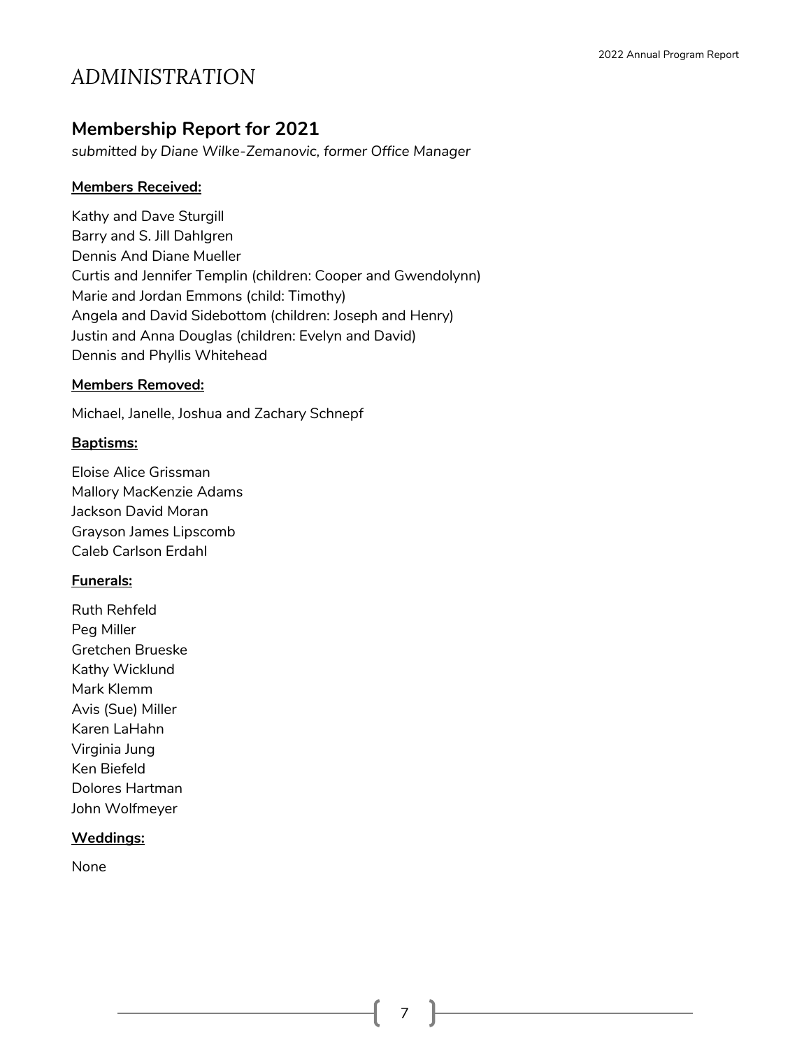# ADMINISTRATION

## Membership Report for 2021

*submitted by Diane Wilke-Zemanovic, former Office Manager*

**Members Received:**

Kathy and Dave Sturgill
Barry and S. Jill Dahlgren
Dennis And Diane Mueller
Curtis and Jennifer Templin (children: Cooper and Gwendolynn)
Marie and Jordan Emmons (child: Timothy)
Angela and David Sidebottom (children: Joseph and Henry)
Justin and Anna Douglas (children: Evelyn and David)
Dennis and Phyllis Whitehead

**Members Removed:**

Michael, Janelle, Joshua and Zachary Schnepf

**Baptisms:**

Eloise Alice Grissman
Mallory MacKenzie Adams
Jackson David Moran
Grayson James Lipscomb
Caleb Carlson Erdahl

**Funerals:**

Ruth Rehfeld
Peg Miller
Gretchen Brueske
Kathy Wicklund
Mark Klemm
Avis (Sue) Miller
Karen LaHahn
Virginia Jung
Ken Biefeld
Dolores Hartman
John Wolfmeyer

**Weddings:**

None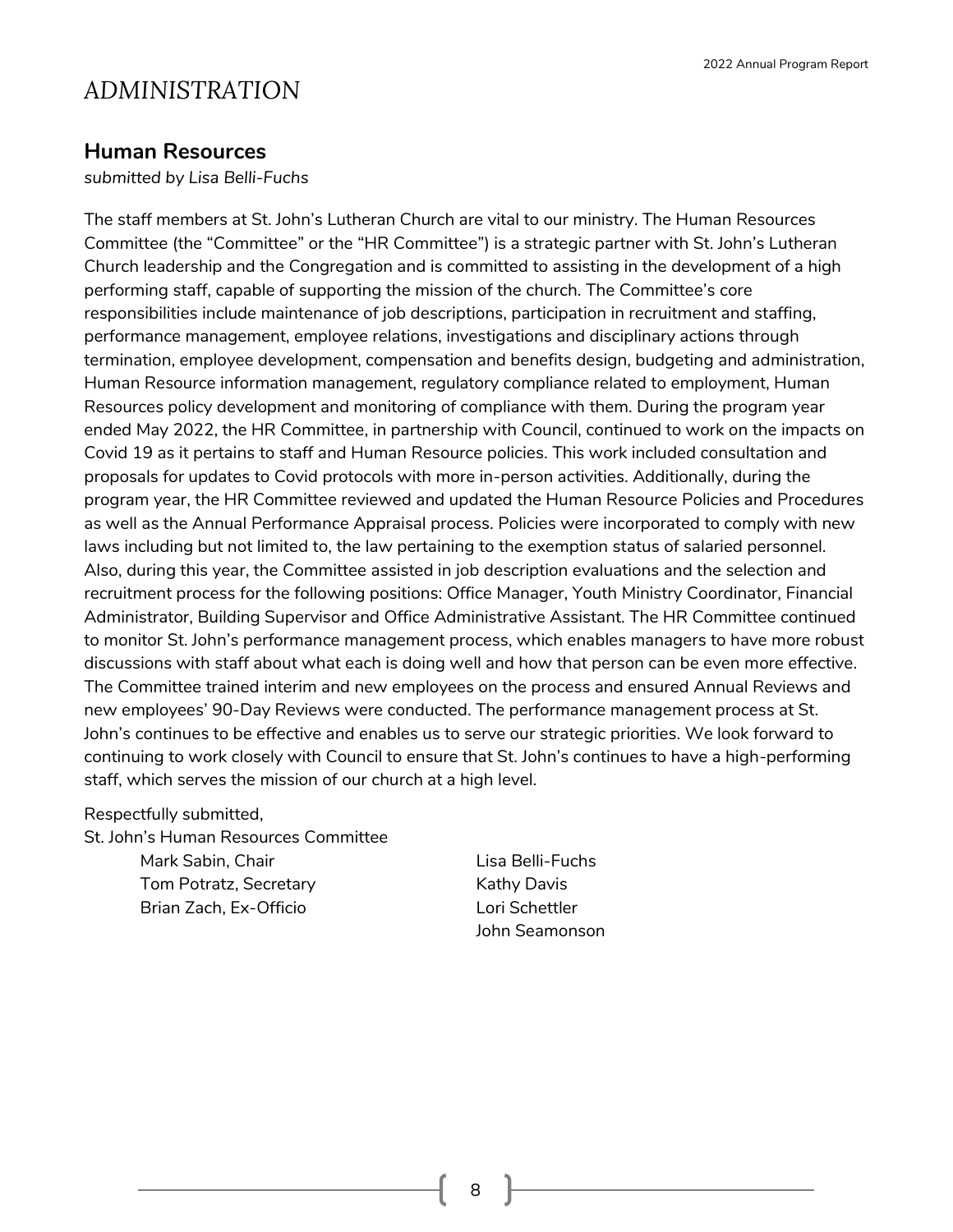# ADMINISTRATION

## Human Resources

*submitted by Lisa Belli-Fuchs*

The staff members at St. John's Lutheran Church are vital to our ministry. The Human Resources Committee (the "Committee" or the "HR Committee") is a strategic partner with St. John's Lutheran Church leadership and the Congregation and is committed to assisting in the development of a high performing staff, capable of supporting the mission of the church. The Committee's core responsibilities include maintenance of job descriptions, participation in recruitment and staffing, performance management, employee relations, investigations and disciplinary actions through termination, employee development, compensation and benefits design, budgeting and administration, Human Resource information management, regulatory compliance related to employment, Human Resources policy development and monitoring of compliance with them. During the program year ended May 2022, the HR Committee, in partnership with Council, continued to work on the impacts on Covid 19 as it pertains to staff and Human Resource policies. This work included consultation and proposals for updates to Covid protocols with more in-person activities. Additionally, during the program year, the HR Committee reviewed and updated the Human Resource Policies and Procedures as well as the Annual Performance Appraisal process. Policies were incorporated to comply with new laws including but not limited to, the law pertaining to the exemption status of salaried personnel. Also, during this year, the Committee assisted in job description evaluations and the selection and recruitment process for the following positions: Office Manager, Youth Ministry Coordinator, Financial Administrator, Building Supervisor and Office Administrative Assistant. The HR Committee continued to monitor St. John's performance management process, which enables managers to have more robust discussions with staff about what each is doing well and how that person can be even more effective. The Committee trained interim and new employees on the process and ensured Annual Reviews and new employees' 90-Day Reviews were conducted. The performance management process at St. John's continues to be effective and enables us to serve our strategic priorities. We look forward to continuing to work closely with Council to ensure that St. John's continues to have a high-performing staff, which serves the mission of our church at a high level.

Respectfully submitted,
St. John's Human Resources Committee

Mark Sabin, Chair
Tom Potratz, Secretary
Brian Zach, Ex-Officio
Lisa Belli-Fuchs
Kathy Davis
Lori Schettler
John Seamonson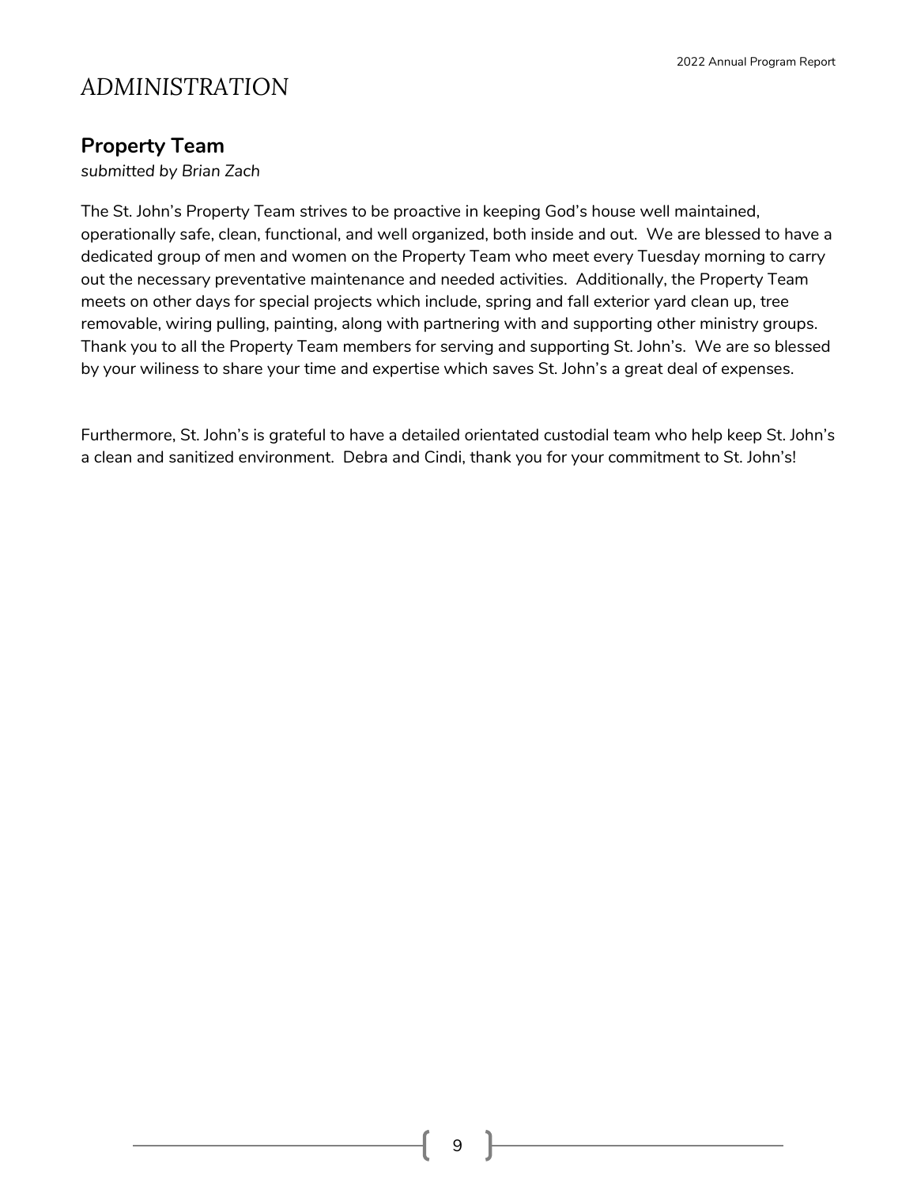# ADMINISTRATION

## Property Team

*submitted by Brian Zach*

The St. John's Property Team strives to be proactive in keeping God's house well maintained, operationally safe, clean, functional, and well organized, both inside and out. We are blessed to have a dedicated group of men and women on the Property Team who meet every Tuesday morning to carry out the necessary preventative maintenance and needed activities. Additionally, the Property Team meets on other days for special projects which include, spring and fall exterior yard clean up, tree removable, wiring pulling, painting, along with partnering with and supporting other ministry groups. Thank you to all the Property Team members for serving and supporting St. John's. We are so blessed by your wiliness to share your time and expertise which saves St. John's a great deal of expenses.

Furthermore, St. John's is grateful to have a detailed orientated custodial team who help keep St. John's a clean and sanitized environment. Debra and Cindi, thank you for your commitment to St. John's!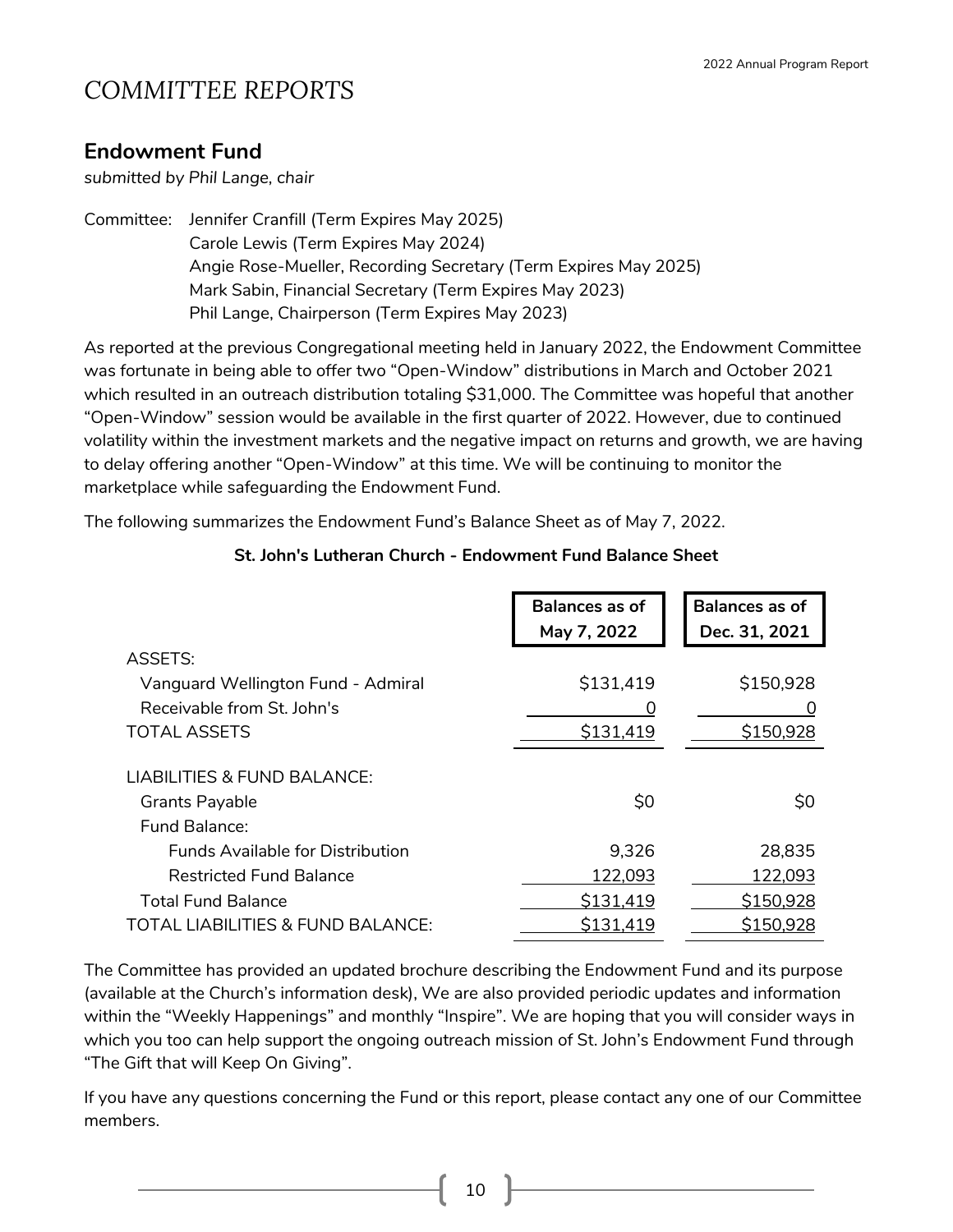# COMMITTEE REPORTS

## Endowment Fund

*submitted by Phil Lange, chair*

Committee: Jennifer Cranfill (Term Expires May 2025)
Carole Lewis (Term Expires May 2024)
Angie Rose-Mueller, Recording Secretary (Term Expires May 2025)
Mark Sabin, Financial Secretary (Term Expires May 2023)
Phil Lange, Chairperson (Term Expires May 2023)

As reported at the previous Congregational meeting held in January 2022, the Endowment Committee was fortunate in being able to offer two "Open-Window" distributions in March and October 2021 which resulted in an outreach distribution totaling $31,000. The Committee was hopeful that another "Open-Window" session would be available in the first quarter of 2022. However, due to continued volatility within the investment markets and the negative impact on returns and growth, we are having to delay offering another "Open-Window" at this time. We will be continuing to monitor the marketplace while safeguarding the Endowment Fund.

The following summarizes the Endowment Fund's Balance Sheet as of May 7, 2022.

**St. John's Lutheran Church - Endowment Fund Balance Sheet**

| | **Balances as of May 7, 2022** | **Balances as of Dec. 31, 2021** |
|---|---|---|
| ASSETS: | | |
| Vanguard Wellington Fund - Admiral | $131,419 | $150,928 |
| Receivable from St. John's | 0 | 0 |
| TOTAL ASSETS | $131,419 | $150,928 |
| | | |
| LIABILITIES & FUND BALANCE: | | |
| Grants Payable | $0 | $0 |
| Fund Balance: | | |
| Funds Available for Distribution | 9,326 | 28,835 |
| Restricted Fund Balance | 122,093 | 122,093 |
| Total Fund Balance | $131,419 | $150,928 |
| TOTAL LIABILITIES & FUND BALANCE: | $131,419 | $150,928 |

The Committee has provided an updated brochure describing the Endowment Fund and its purpose (available at the Church's information desk), We are also provided periodic updates and information within the "Weekly Happenings" and monthly "Inspire". We are hoping that you will consider ways in which you too can help support the ongoing outreach mission of St. John's Endowment Fund through "The Gift that will Keep On Giving".

If you have any questions concerning the Fund or this report, please contact any one of our Committee members.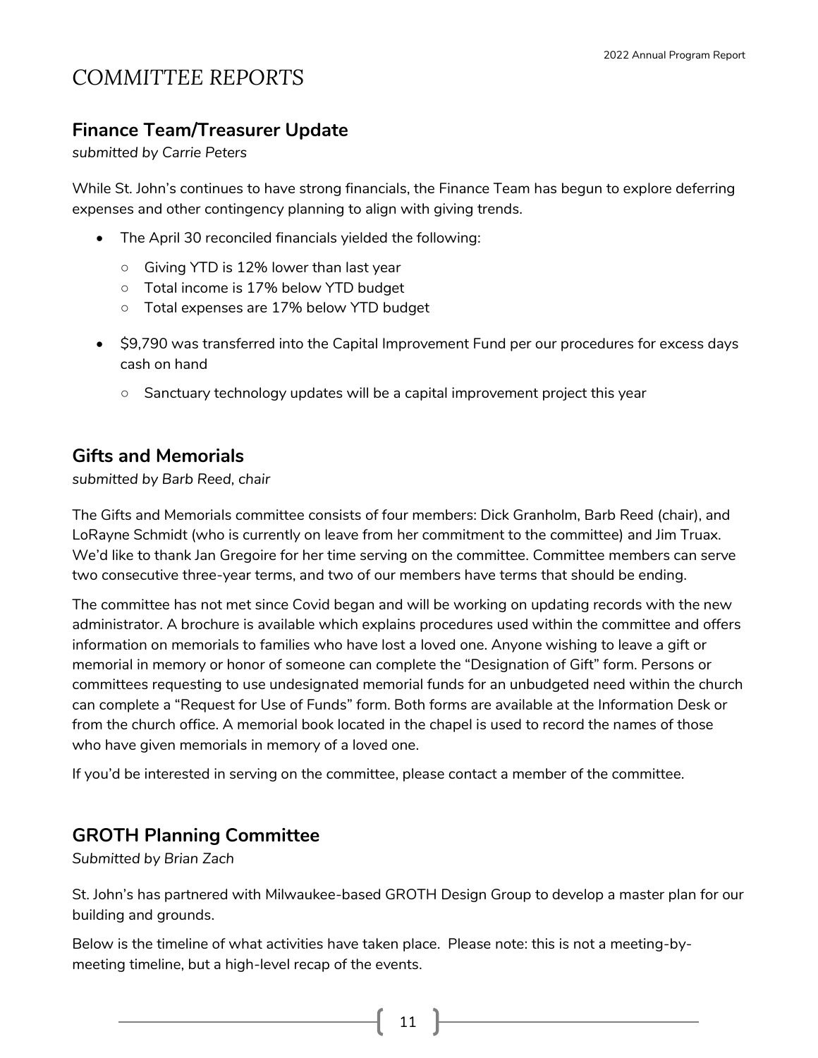# COMMITTEE REPORTS

## Finance Team/Treasurer Update

*submitted by Carrie Peters*

While St. John's continues to have strong financials, the Finance Team has begun to explore deferring expenses and other contingency planning to align with giving trends.

- The April 30 reconciled financials yielded the following:
  - Giving YTD is 12% lower than last year
  - Total income is 17% below YTD budget
  - Total expenses are 17% below YTD budget
- $9,790 was transferred into the Capital Improvement Fund per our procedures for excess days cash on hand
  - Sanctuary technology updates will be a capital improvement project this year

## Gifts and Memorials

*submitted by Barb Reed, chair*

The Gifts and Memorials committee consists of four members: Dick Granholm, Barb Reed (chair), and LoRayne Schmidt (who is currently on leave from her commitment to the committee) and Jim Truax. We'd like to thank Jan Gregoire for her time serving on the committee. Committee members can serve two consecutive three-year terms, and two of our members have terms that should be ending.

The committee has not met since Covid began and will be working on updating records with the new administrator. A brochure is available which explains procedures used within the committee and offers information on memorials to families who have lost a loved one. Anyone wishing to leave a gift or memorial in memory or honor of someone can complete the "Designation of Gift" form. Persons or committees requesting to use undesignated memorial funds for an unbudgeted need within the church can complete a "Request for Use of Funds" form. Both forms are available at the Information Desk or from the church office. A memorial book located in the chapel is used to record the names of those who have given memorials in memory of a loved one.

If you'd be interested in serving on the committee, please contact a member of the committee.

## GROTH Planning Committee

*Submitted by Brian Zach*

St. John's has partnered with Milwaukee-based GROTH Design Group to develop a master plan for our building and grounds.

Below is the timeline of what activities have taken place. Please note: this is not a meeting-by-meeting timeline, but a high-level recap of the events.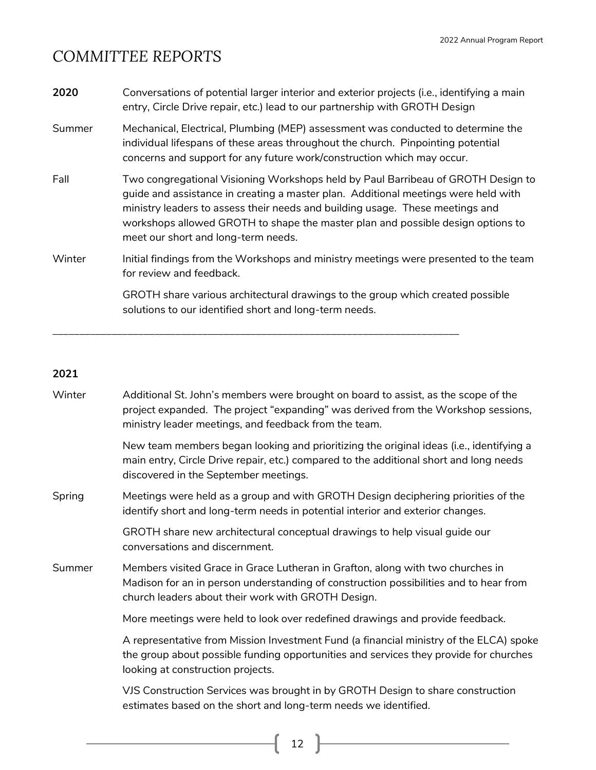# COMMITTEE REPORTS

**2020** Conversations of potential larger interior and exterior projects (i.e., identifying a main entry, Circle Drive repair, etc.) lead to our partnership with GROTH Design

Summer Mechanical, Electrical, Plumbing (MEP) assessment was conducted to determine the individual lifespans of these areas throughout the church. Pinpointing potential concerns and support for any future work/construction which may occur.

Fall Two congregational Visioning Workshops held by Paul Barribeau of GROTH Design to guide and assistance in creating a master plan. Additional meetings were held with ministry leaders to assess their needs and building usage. These meetings and workshops allowed GROTH to shape the master plan and possible design options to meet our short and long-term needs.

Winter Initial findings from the Workshops and ministry meetings were presented to the team for review and feedback.

GROTH share various architectural drawings to the group which created possible solutions to our identified short and long-term needs.

---

**2021**

Winter Additional St. John's members were brought on board to assist, as the scope of the project expanded. The project "expanding" was derived from the Workshop sessions, ministry leader meetings, and feedback from the team.

New team members began looking and prioritizing the original ideas (i.e., identifying a main entry, Circle Drive repair, etc.) compared to the additional short and long needs discovered in the September meetings.

Spring Meetings were held as a group and with GROTH Design deciphering priorities of the identify short and long-term needs in potential interior and exterior changes.

GROTH share new architectural conceptual drawings to help visual guide our conversations and discernment.

Summer Members visited Grace in Grace Lutheran in Grafton, along with two churches in Madison for an in person understanding of construction possibilities and to hear from church leaders about their work with GROTH Design.

More meetings were held to look over redefined drawings and provide feedback.

A representative from Mission Investment Fund (a financial ministry of the ELCA) spoke the group about possible funding opportunities and services they provide for churches looking at construction projects.

VJS Construction Services was brought in by GROTH Design to share construction estimates based on the short and long-term needs we identified.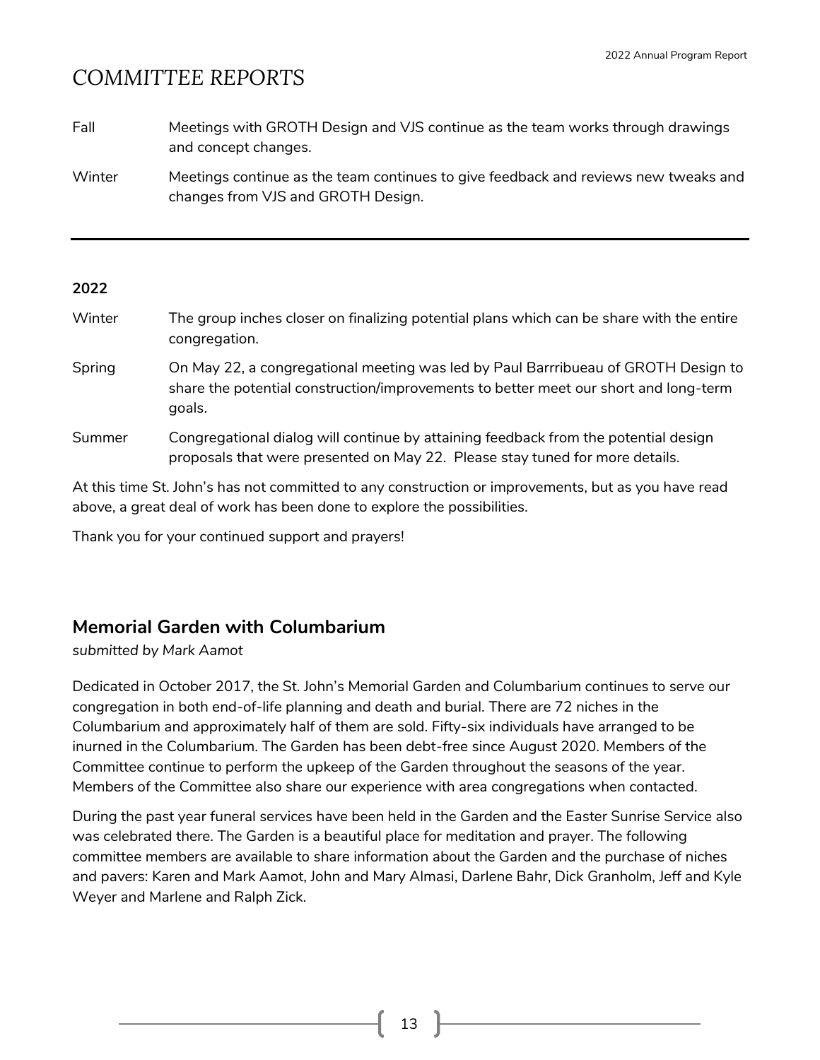# COMMITTEE REPORTS

| | |
|---|---|
| Fall | Meetings with GROTH Design and VJS continue as the team works through drawings and concept changes. |
| Winter | Meetings continue as the team continues to give feedback and reviews new tweaks and changes from VJS and GROTH Design. |

---

**2022**

| | |
|---|---|
| Winter | The group inches closer on finalizing potential plans which can be share with the entire congregation. |
| Spring | On May 22, a congregational meeting was led by Paul Barrribueau of GROTH Design to share the potential construction/improvements to better meet our short and long-term goals. |
| Summer | Congregational dialog will continue by attaining feedback from the potential design proposals that were presented on May 22. Please stay tuned for more details. |

At this time St. John's has not committed to any construction or improvements, but as you have read above, a great deal of work has been done to explore the possibilities.

Thank you for your continued support and prayers!

## Memorial Garden with Columbarium

*submitted by Mark Aamot*

Dedicated in October 2017, the St. John's Memorial Garden and Columbarium continues to serve our congregation in both end-of-life planning and death and burial. There are 72 niches in the Columbarium and approximately half of them are sold. Fifty-six individuals have arranged to be inurned in the Columbarium. The Garden has been debt-free since August 2020. Members of the Committee continue to perform the upkeep of the Garden throughout the seasons of the year. Members of the Committee also share our experience with area congregations when contacted.

During the past year funeral services have been held in the Garden and the Easter Sunrise Service also was celebrated there. The Garden is a beautiful place for meditation and prayer. The following committee members are available to share information about the Garden and the purchase of niches and pavers: Karen and Mark Aamot, John and Mary Almasi, Darlene Bahr, Dick Granholm, Jeff and Kyle Weyer and Marlene and Ralph Zick.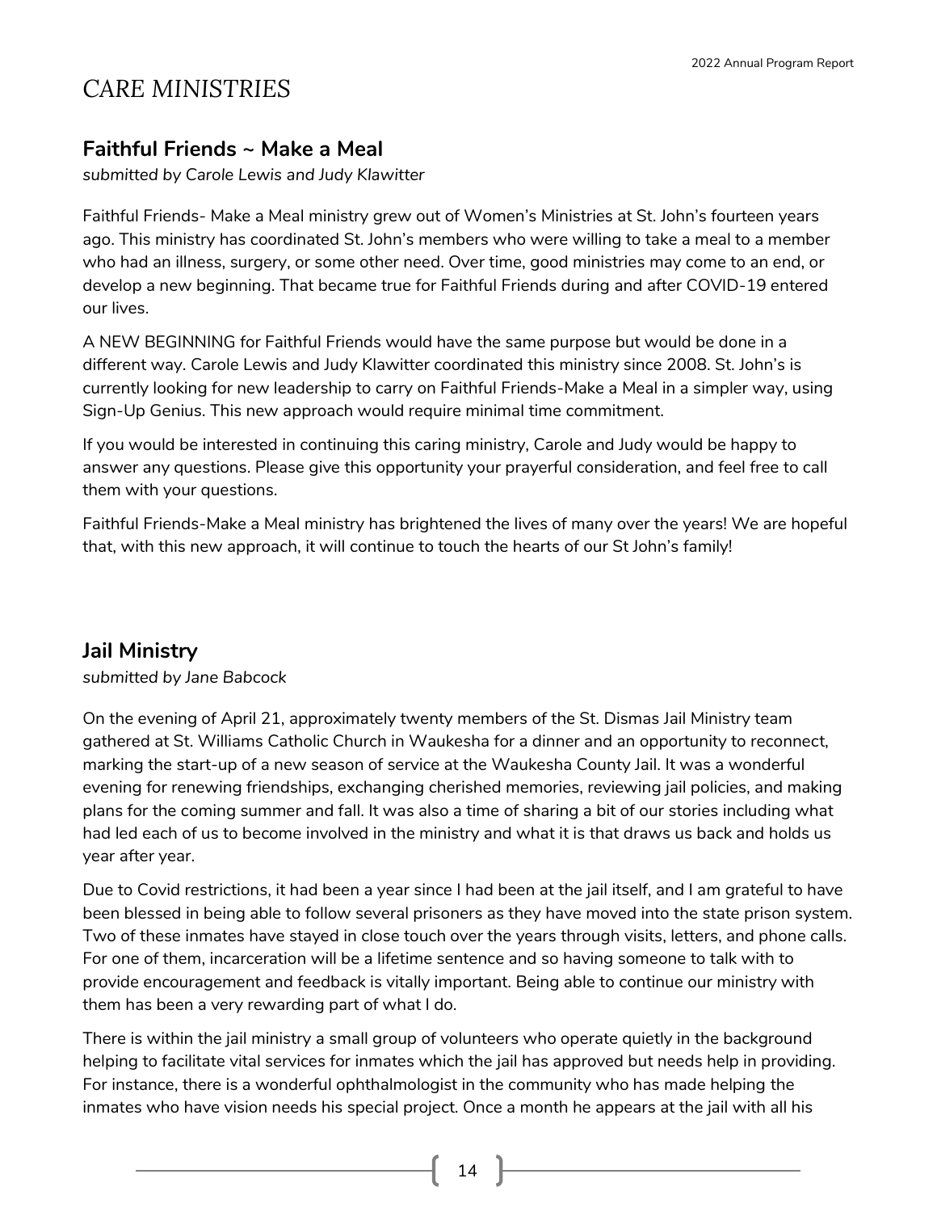# CARE MINISTRIES

## Faithful Friends ~ Make a Meal

*submitted by Carole Lewis and Judy Klawitter*

Faithful Friends- Make a Meal ministry grew out of Women's Ministries at St. John's fourteen years ago. This ministry has coordinated St. John's members who were willing to take a meal to a member who had an illness, surgery, or some other need. Over time, good ministries may come to an end, or develop a new beginning. That became true for Faithful Friends during and after COVID-19 entered our lives.

A NEW BEGINNING for Faithful Friends would have the same purpose but would be done in a different way. Carole Lewis and Judy Klawitter coordinated this ministry since 2008. St. John's is currently looking for new leadership to carry on Faithful Friends-Make a Meal in a simpler way, using Sign-Up Genius. This new approach would require minimal time commitment.

If you would be interested in continuing this caring ministry, Carole and Judy would be happy to answer any questions. Please give this opportunity your prayerful consideration, and feel free to call them with your questions.

Faithful Friends-Make a Meal ministry has brightened the lives of many over the years! We are hopeful that, with this new approach, it will continue to touch the hearts of our St John's family!

## Jail Ministry

*submitted by Jane Babcock*

On the evening of April 21, approximately twenty members of the St. Dismas Jail Ministry team gathered at St. Williams Catholic Church in Waukesha for a dinner and an opportunity to reconnect, marking the start-up of a new season of service at the Waukesha County Jail. It was a wonderful evening for renewing friendships, exchanging cherished memories, reviewing jail policies, and making plans for the coming summer and fall. It was also a time of sharing a bit of our stories including what had led each of us to become involved in the ministry and what it is that draws us back and holds us year after year.

Due to Covid restrictions, it had been a year since I had been at the jail itself, and I am grateful to have been blessed in being able to follow several prisoners as they have moved into the state prison system. Two of these inmates have stayed in close touch over the years through visits, letters, and phone calls. For one of them, incarceration will be a lifetime sentence and so having someone to talk with to provide encouragement and feedback is vitally important. Being able to continue our ministry with them has been a very rewarding part of what I do.

There is within the jail ministry a small group of volunteers who operate quietly in the background helping to facilitate vital services for inmates which the jail has approved but needs help in providing. For instance, there is a wonderful ophthalmologist in the community who has made helping the inmates who have vision needs his special project. Once a month he appears at the jail with all his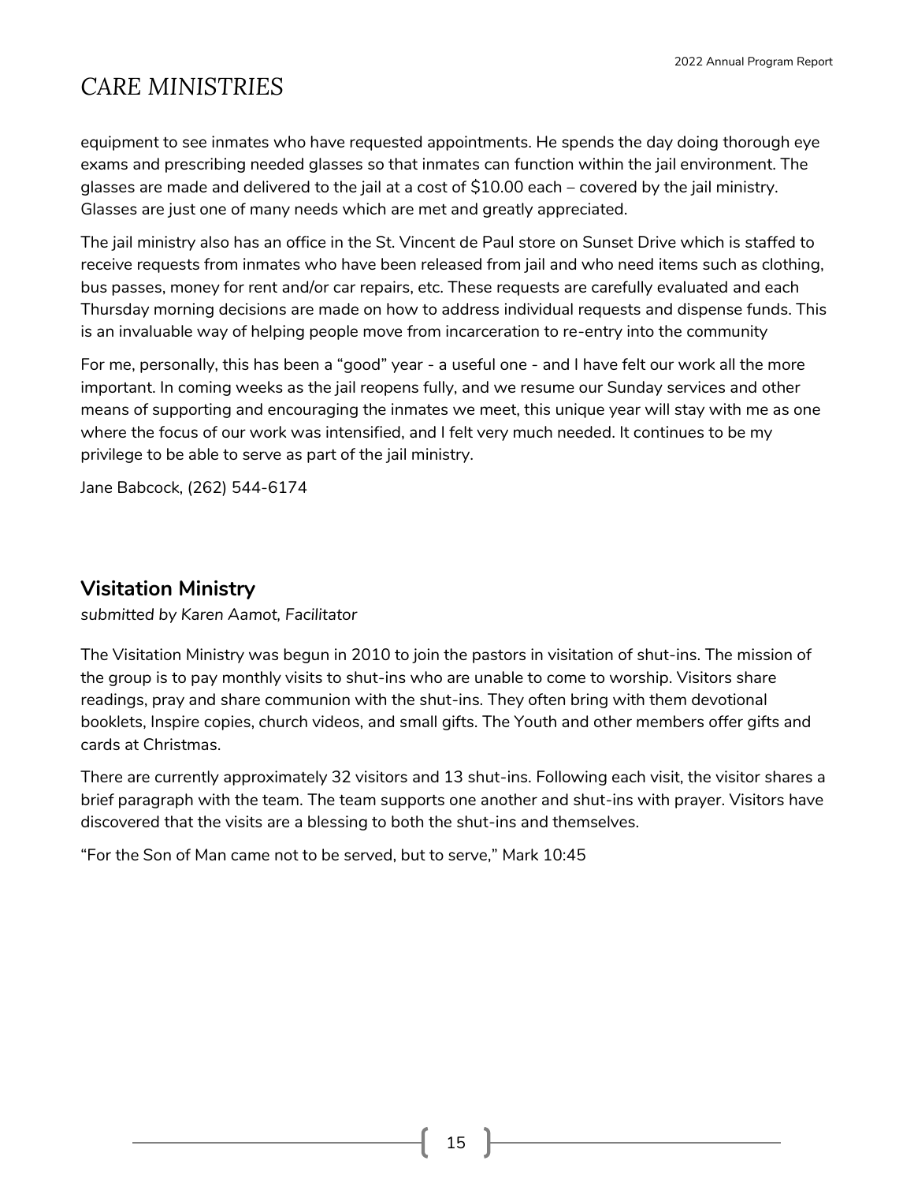# CARE MINISTRIES

equipment to see inmates who have requested appointments. He spends the day doing thorough eye exams and prescribing needed glasses so that inmates can function within the jail environment. The glasses are made and delivered to the jail at a cost of $10.00 each – covered by the jail ministry. Glasses are just one of many needs which are met and greatly appreciated.

The jail ministry also has an office in the St. Vincent de Paul store on Sunset Drive which is staffed to receive requests from inmates who have been released from jail and who need items such as clothing, bus passes, money for rent and/or car repairs, etc. These requests are carefully evaluated and each Thursday morning decisions are made on how to address individual requests and dispense funds. This is an invaluable way of helping people move from incarceration to re-entry into the community

For me, personally, this has been a "good" year - a useful one - and I have felt our work all the more important. In coming weeks as the jail reopens fully, and we resume our Sunday services and other means of supporting and encouraging the inmates we meet, this unique year will stay with me as one where the focus of our work was intensified, and I felt very much needed. It continues to be my privilege to be able to serve as part of the jail ministry.

Jane Babcock, (262) 544-6174

## Visitation Ministry

*submitted by Karen Aamot, Facilitator*

The Visitation Ministry was begun in 2010 to join the pastors in visitation of shut-ins. The mission of the group is to pay monthly visits to shut-ins who are unable to come to worship. Visitors share readings, pray and share communion with the shut-ins. They often bring with them devotional booklets, Inspire copies, church videos, and small gifts. The Youth and other members offer gifts and cards at Christmas.

There are currently approximately 32 visitors and 13 shut-ins. Following each visit, the visitor shares a brief paragraph with the team. The team supports one another and shut-ins with prayer. Visitors have discovered that the visits are a blessing to both the shut-ins and themselves.

"For the Son of Man came not to be served, but to serve," Mark 10:45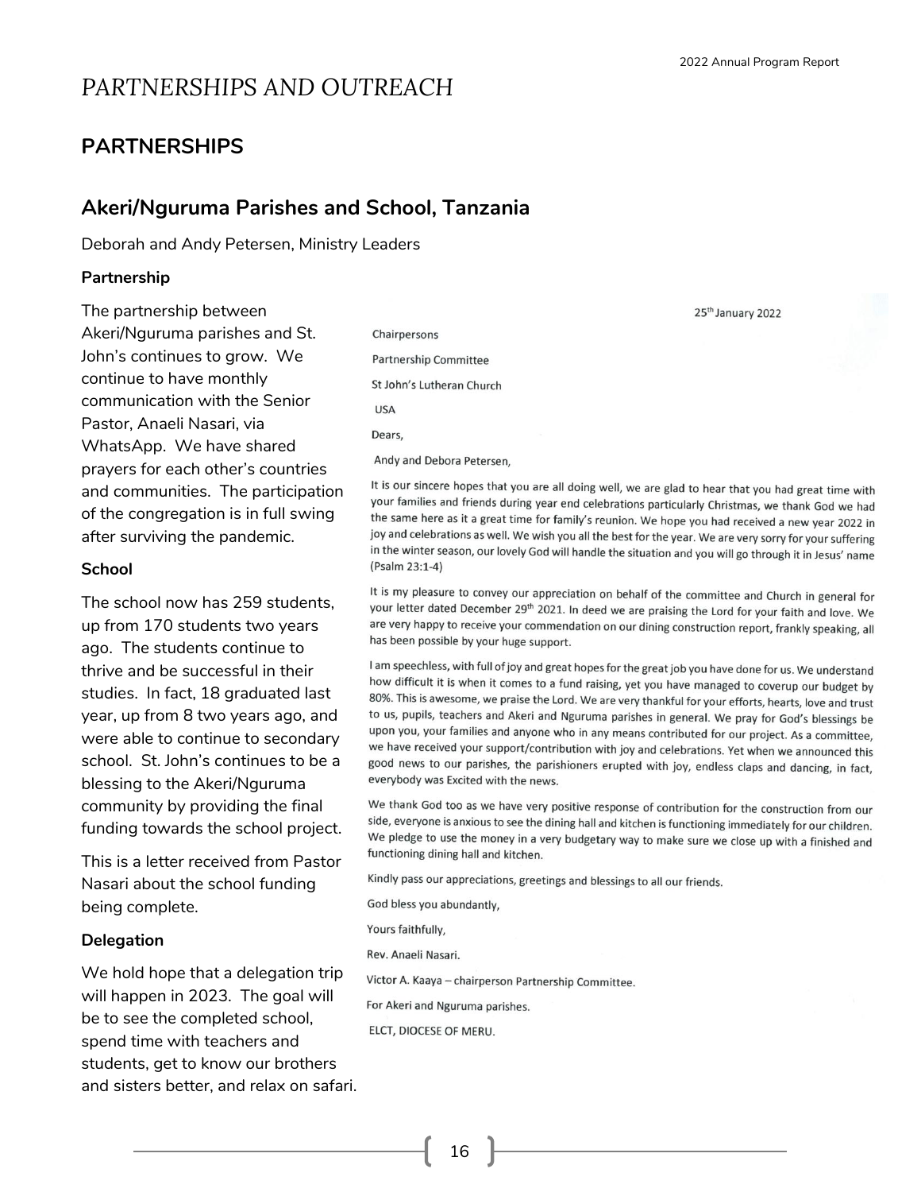# PARTNERSHIPS AND OUTREACH

## PARTNERSHIPS

### Akeri/Nguruma Parishes and School, Tanzania

Deborah and Andy Petersen, Ministry Leaders

**Partnership**

The partnership between Akeri/Nguruma parishes and St. John's continues to grow. We continue to have monthly communication with the Senior Pastor, Anaeli Nasari, via WhatsApp. We have shared prayers for each other's countries and communities. The participation of the congregation is in full swing after surviving the pandemic.

**School**

The school now has 259 students, up from 170 students two years ago. The students continue to thrive and be successful in their studies. In fact, 18 graduated last year, up from 8 two years ago, and were able to continue to secondary school. St. John's continues to be a blessing to the Akeri/Nguruma community by providing the final funding towards the school project.

This is a letter received from Pastor Nasari about the school funding being complete.

**Delegation**

We hold hope that a delegation trip will happen in 2023. The goal will be to see the completed school, spend time with teachers and students, get to know our brothers and sisters better, and relax on safari.

25th January 2022

Chairpersons

Partnership Committee

St John's Lutheran Church

USA

Dears,

Andy and Debora Petersen,

It is our sincere hopes that you are all doing well, we are glad to hear that you had great time with your families and friends during year end celebrations particularly Christmas, we thank God we had the same here as it a great time for family's reunion. We hope you had received a new year 2022 in joy and celebrations as well. We wish you all the best for the year. We are very sorry for your suffering in the winter season, our lovely God will handle the situation and you will go through it in Jesus' name (Psalm 23:1-4)

It is my pleasure to convey our appreciation on behalf of the committee and Church in general for your letter dated December 29th 2021. In deed we are praising the Lord for your faith and love. We are very happy to receive your commendation on our dining construction report, frankly speaking, all has been possible by your huge support.

I am speechless, with full of joy and great hopes for the great job you have done for us. We understand how difficult it is when it comes to a fund raising, yet you have managed to coverup our budget by 80%. This is awesome, we praise the Lord. We are very thankful for your efforts, hearts, love and trust to us, pupils, teachers and Akeri and Nguruma parishes in general. We pray for God's blessings be upon you, your families and anyone who in any means contributed for our project. As a committee, we have received your support/contribution with joy and celebrations. Yet when we announced this good news to our parishes, the parishioners erupted with joy, endless claps and dancing, in fact, everybody was Excited with the news.

We thank God too as we have very positive response of contribution for the construction from our side, everyone is anxious to see the dining hall and kitchen is functioning immediately for our children. We pledge to use the money in a very budgetary way to make sure we close up with a finished and functioning dining hall and kitchen.

Kindly pass our appreciations, greetings and blessings to all our friends.

God bless you abundantly,

Yours faithfully,

Rev. Anaeli Nasari.

Victor A. Kaaya – chairperson Partnership Committee.

For Akeri and Nguruma parishes.

ELCT, DIOCESE OF MERU.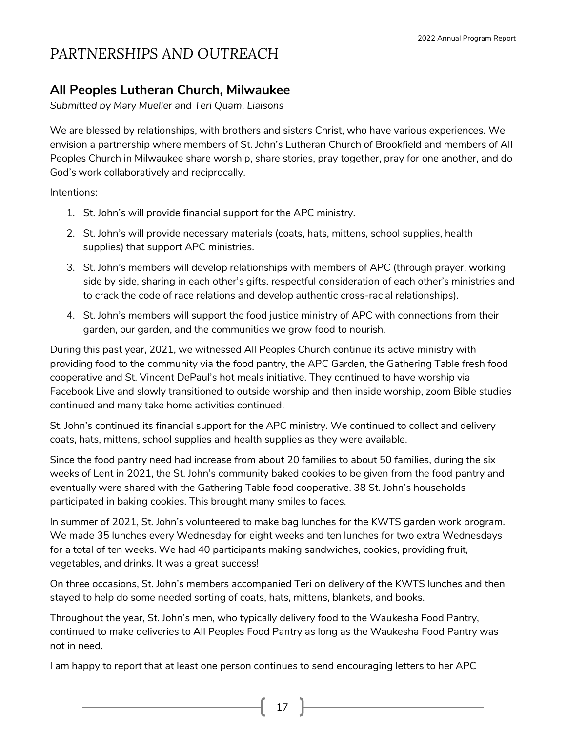# PARTNERSHIPS AND OUTREACH

## All Peoples Lutheran Church, Milwaukee

*Submitted by Mary Mueller and Teri Quam, Liaisons*

We are blessed by relationships, with brothers and sisters Christ, who have various experiences. We envision a partnership where members of St. John's Lutheran Church of Brookfield and members of All Peoples Church in Milwaukee share worship, share stories, pray together, pray for one another, and do God's work collaboratively and reciprocally.

Intentions:

1. St. John's will provide financial support for the APC ministry.
2. St. John's will provide necessary materials (coats, hats, mittens, school supplies, health supplies) that support APC ministries.
3. St. John's members will develop relationships with members of APC (through prayer, working side by side, sharing in each other's gifts, respectful consideration of each other's ministries and to crack the code of race relations and develop authentic cross-racial relationships).
4. St. John's members will support the food justice ministry of APC with connections from their garden, our garden, and the communities we grow food to nourish.

During this past year, 2021, we witnessed All Peoples Church continue its active ministry with providing food to the community via the food pantry, the APC Garden, the Gathering Table fresh food cooperative and St. Vincent DePaul's hot meals initiative. They continued to have worship via Facebook Live and slowly transitioned to outside worship and then inside worship, zoom Bible studies continued and many take home activities continued.

St. John's continued its financial support for the APC ministry. We continued to collect and delivery coats, hats, mittens, school supplies and health supplies as they were available.

Since the food pantry need had increase from about 20 families to about 50 families, during the six weeks of Lent in 2021, the St. John's community baked cookies to be given from the food pantry and eventually were shared with the Gathering Table food cooperative. 38 St. John's households participated in baking cookies. This brought many smiles to faces.

In summer of 2021, St. John's volunteered to make bag lunches for the KWTS garden work program. We made 35 lunches every Wednesday for eight weeks and ten lunches for two extra Wednesdays for a total of ten weeks. We had 40 participants making sandwiches, cookies, providing fruit, vegetables, and drinks. It was a great success!

On three occasions, St. John's members accompanied Teri on delivery of the KWTS lunches and then stayed to help do some needed sorting of coats, hats, mittens, blankets, and books.

Throughout the year, St. John's men, who typically delivery food to the Waukesha Food Pantry, continued to make deliveries to All Peoples Food Pantry as long as the Waukesha Food Pantry was not in need.

I am happy to report that at least one person continues to send encouraging letters to her APC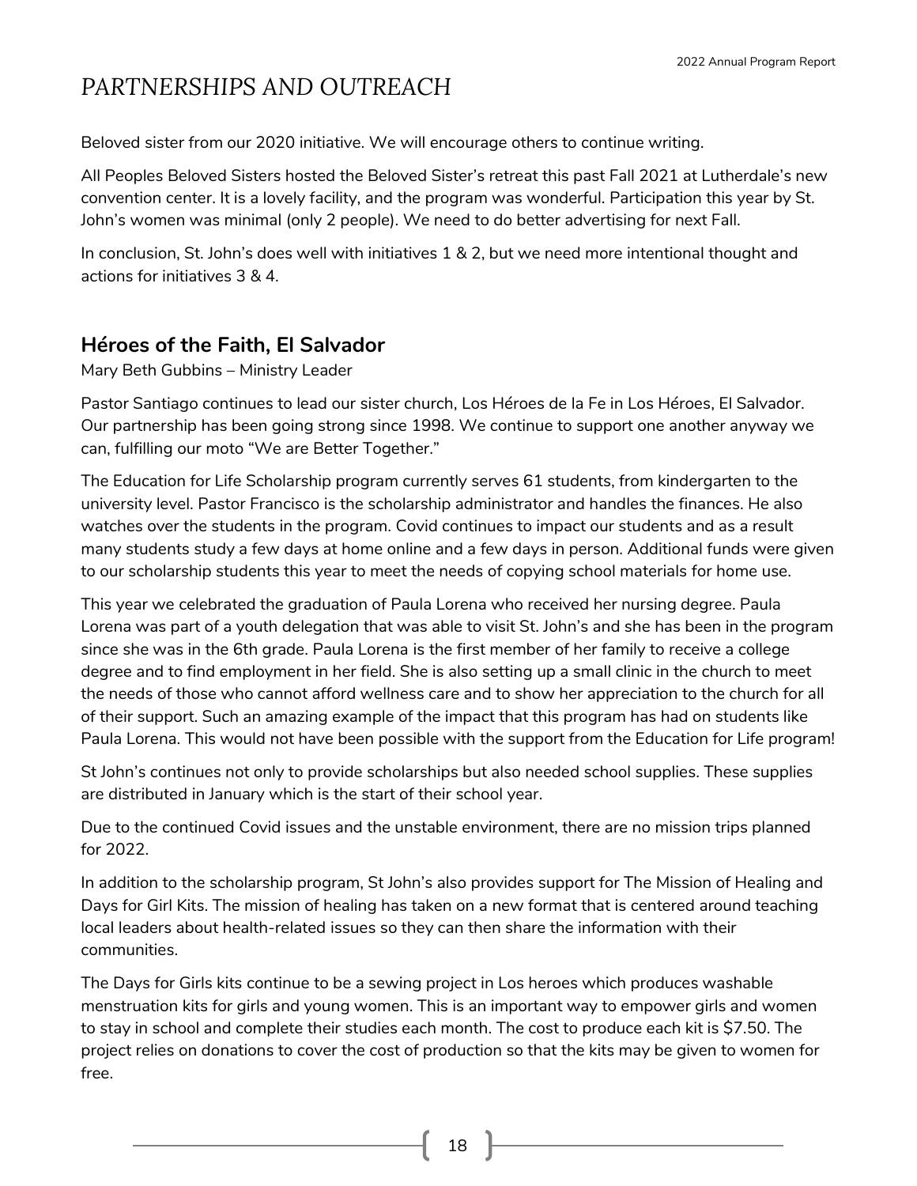# *PARTNERSHIPS AND OUTREACH*

Beloved sister from our 2020 initiative. We will encourage others to continue writing.

All Peoples Beloved Sisters hosted the Beloved Sister's retreat this past Fall 2021 at Lutherdale's new convention center. It is a lovely facility, and the program was wonderful. Participation this year by St. John's women was minimal (only 2 people). We need to do better advertising for next Fall.

In conclusion, St. John's does well with initiatives 1 & 2, but we need more intentional thought and actions for initiatives 3 & 4.

## Héroes of the Faith, El Salvador

Mary Beth Gubbins – Ministry Leader

Pastor Santiago continues to lead our sister church, Los Héroes de la Fe in Los Héroes, El Salvador. Our partnership has been going strong since 1998. We continue to support one another anyway we can, fulfilling our moto "We are Better Together."

The Education for Life Scholarship program currently serves 61 students, from kindergarten to the university level. Pastor Francisco is the scholarship administrator and handles the finances. He also watches over the students in the program. Covid continues to impact our students and as a result many students study a few days at home online and a few days in person. Additional funds were given to our scholarship students this year to meet the needs of copying school materials for home use.

This year we celebrated the graduation of Paula Lorena who received her nursing degree. Paula Lorena was part of a youth delegation that was able to visit St. John's and she has been in the program since she was in the 6th grade. Paula Lorena is the first member of her family to receive a college degree and to find employment in her field. She is also setting up a small clinic in the church to meet the needs of those who cannot afford wellness care and to show her appreciation to the church for all of their support. Such an amazing example of the impact that this program has had on students like Paula Lorena. This would not have been possible with the support from the Education for Life program!

St John's continues not only to provide scholarships but also needed school supplies. These supplies are distributed in January which is the start of their school year.

Due to the continued Covid issues and the unstable environment, there are no mission trips planned for 2022.

In addition to the scholarship program, St John's also provides support for The Mission of Healing and Days for Girl Kits. The mission of healing has taken on a new format that is centered around teaching local leaders about health-related issues so they can then share the information with their communities.

The Days for Girls kits continue to be a sewing project in Los heroes which produces washable menstruation kits for girls and young women. This is an important way to empower girls and women to stay in school and complete their studies each month. The cost to produce each kit is $7.50. The project relies on donations to cover the cost of production so that the kits may be given to women for free.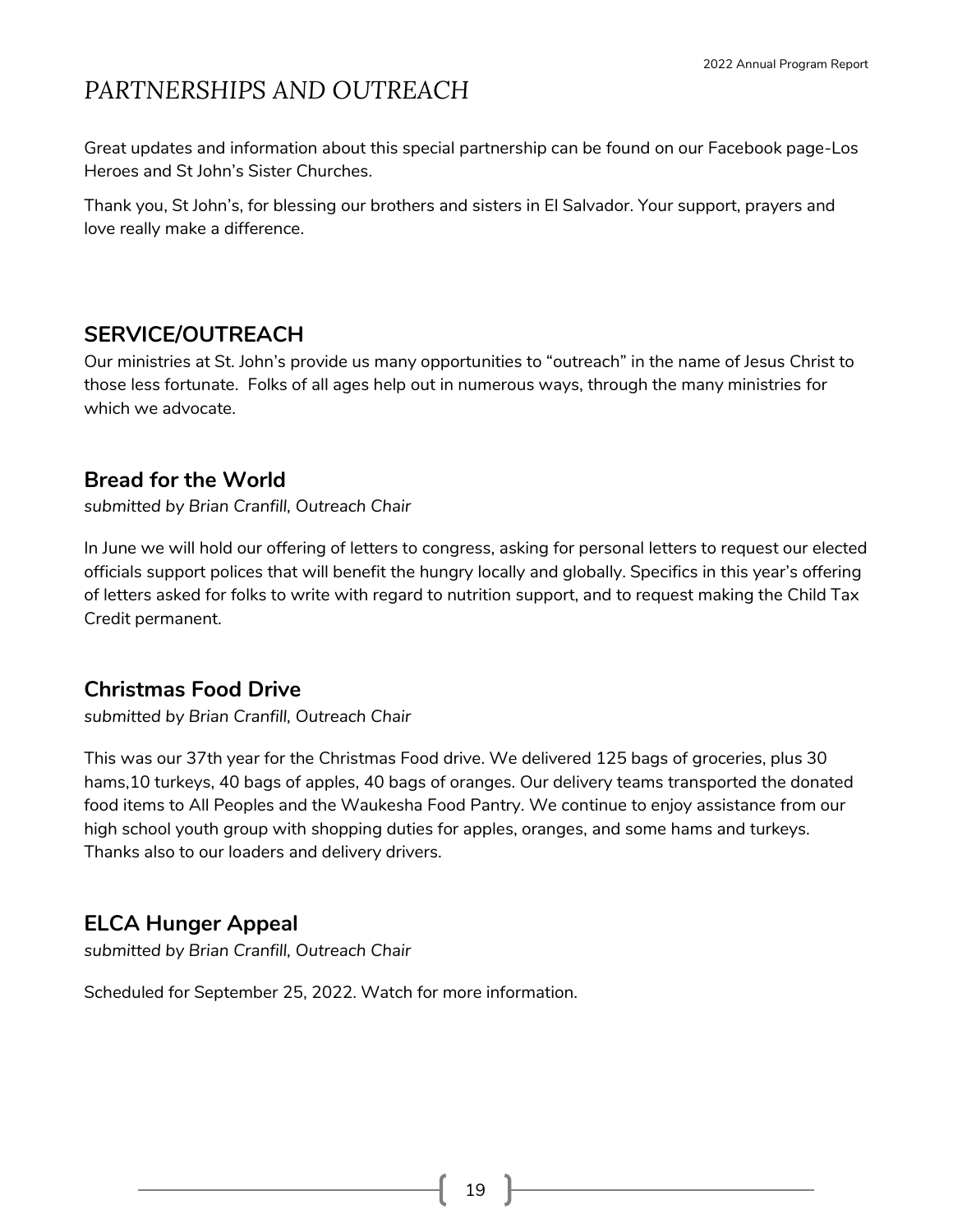# PARTNERSHIPS AND OUTREACH

Great updates and information about this special partnership can be found on our Facebook page-Los Heroes and St John's Sister Churches.

Thank you, St John's, for blessing our brothers and sisters in El Salvador. Your support, prayers and love really make a difference.

## SERVICE/OUTREACH

Our ministries at St. John's provide us many opportunities to "outreach" in the name of Jesus Christ to those less fortunate. Folks of all ages help out in numerous ways, through the many ministries for which we advocate.

### Bread for the World

*submitted by Brian Cranfill, Outreach Chair*

In June we will hold our offering of letters to congress, asking for personal letters to request our elected officials support polices that will benefit the hungry locally and globally. Specifics in this year's offering of letters asked for folks to write with regard to nutrition support, and to request making the Child Tax Credit permanent.

### Christmas Food Drive

*submitted by Brian Cranfill, Outreach Chair*

This was our 37th year for the Christmas Food drive. We delivered 125 bags of groceries, plus 30 hams,10 turkeys, 40 bags of apples, 40 bags of oranges. Our delivery teams transported the donated food items to All Peoples and the Waukesha Food Pantry. We continue to enjoy assistance from our high school youth group with shopping duties for apples, oranges, and some hams and turkeys. Thanks also to our loaders and delivery drivers.

### ELCA Hunger Appeal

*submitted by Brian Cranfill, Outreach Chair*

Scheduled for September 25, 2022. Watch for more information.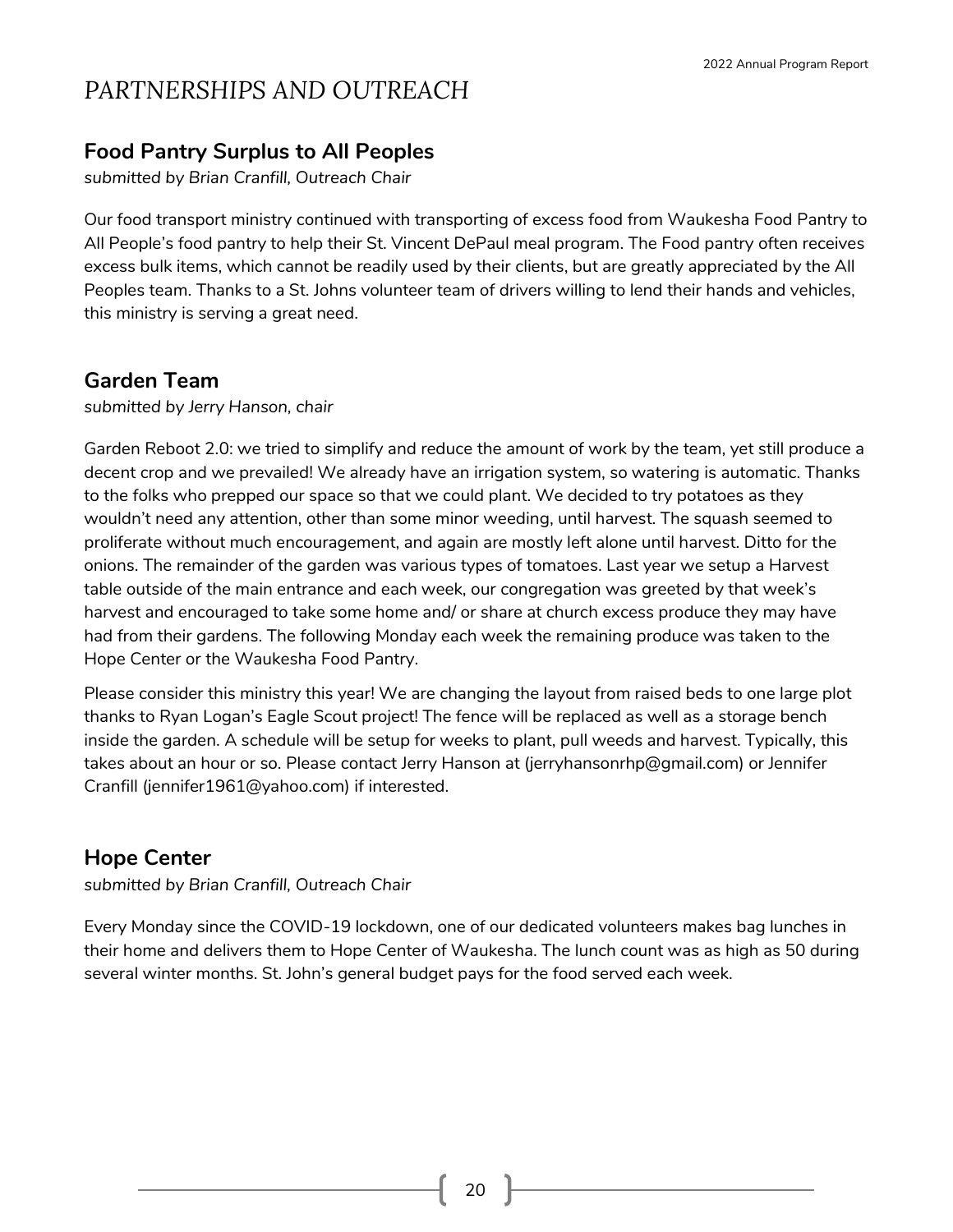# PARTNERSHIPS AND OUTREACH

## Food Pantry Surplus to All Peoples

*submitted by Brian Cranfill, Outreach Chair*

Our food transport ministry continued with transporting of excess food from Waukesha Food Pantry to All People's food pantry to help their St. Vincent DePaul meal program. The Food pantry often receives excess bulk items, which cannot be readily used by their clients, but are greatly appreciated by the All Peoples team. Thanks to a St. Johns volunteer team of drivers willing to lend their hands and vehicles, this ministry is serving a great need.

## Garden Team

*submitted by Jerry Hanson, chair*

Garden Reboot 2.0: we tried to simplify and reduce the amount of work by the team, yet still produce a decent crop and we prevailed! We already have an irrigation system, so watering is automatic. Thanks to the folks who prepped our space so that we could plant. We decided to try potatoes as they wouldn't need any attention, other than some minor weeding, until harvest. The squash seemed to proliferate without much encouragement, and again are mostly left alone until harvest. Ditto for the onions. The remainder of the garden was various types of tomatoes. Last year we setup a Harvest table outside of the main entrance and each week, our congregation was greeted by that week's harvest and encouraged to take some home and/ or share at church excess produce they may have had from their gardens. The following Monday each week the remaining produce was taken to the Hope Center or the Waukesha Food Pantry.

Please consider this ministry this year! We are changing the layout from raised beds to one large plot thanks to Ryan Logan's Eagle Scout project! The fence will be replaced as well as a storage bench inside the garden. A schedule will be setup for weeks to plant, pull weeds and harvest. Typically, this takes about an hour or so. Please contact Jerry Hanson at (jerryhansonrhp@gmail.com) or Jennifer Cranfill (jennifer1961@yahoo.com) if interested.

## Hope Center

*submitted by Brian Cranfill, Outreach Chair*

Every Monday since the COVID-19 lockdown, one of our dedicated volunteers makes bag lunches in their home and delivers them to Hope Center of Waukesha. The lunch count was as high as 50 during several winter months. St. John's general budget pays for the food served each week.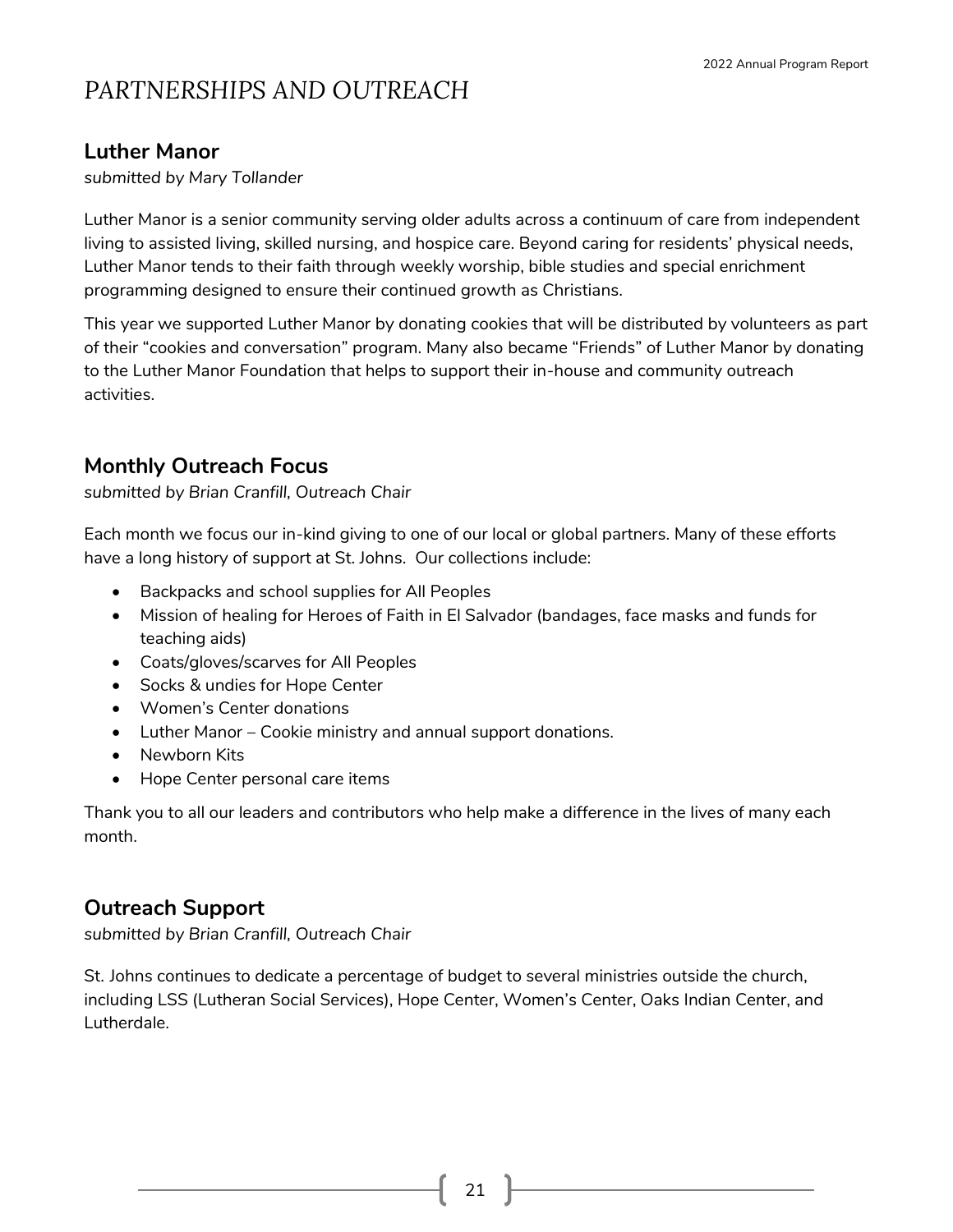# PARTNERSHIPS AND OUTREACH

## Luther Manor

*submitted by Mary Tollander*

Luther Manor is a senior community serving older adults across a continuum of care from independent living to assisted living, skilled nursing, and hospice care. Beyond caring for residents' physical needs, Luther Manor tends to their faith through weekly worship, bible studies and special enrichment programming designed to ensure their continued growth as Christians.

This year we supported Luther Manor by donating cookies that will be distributed by volunteers as part of their "cookies and conversation" program. Many also became "Friends" of Luther Manor by donating to the Luther Manor Foundation that helps to support their in-house and community outreach activities.

## Monthly Outreach Focus

*submitted by Brian Cranfill, Outreach Chair*

Each month we focus our in-kind giving to one of our local or global partners. Many of these efforts have a long history of support at St. Johns. Our collections include:

- Backpacks and school supplies for All Peoples
- Mission of healing for Heroes of Faith in El Salvador (bandages, face masks and funds for teaching aids)
- Coats/gloves/scarves for All Peoples
- Socks & undies for Hope Center
- Women's Center donations
- Luther Manor – Cookie ministry and annual support donations.
- Newborn Kits
- Hope Center personal care items

Thank you to all our leaders and contributors who help make a difference in the lives of many each month.

## Outreach Support

*submitted by Brian Cranfill, Outreach Chair*

St. Johns continues to dedicate a percentage of budget to several ministries outside the church, including LSS (Lutheran Social Services), Hope Center, Women's Center, Oaks Indian Center, and Lutherdale.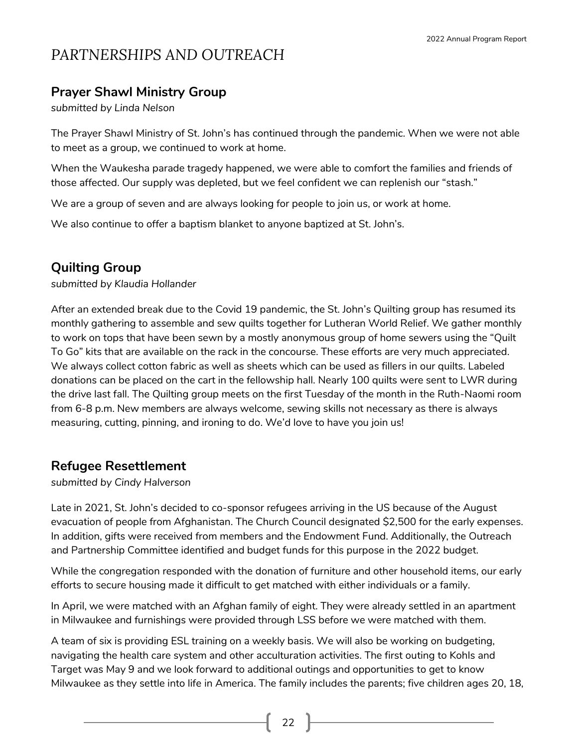# PARTNERSHIPS AND OUTREACH

## Prayer Shawl Ministry Group

*submitted by Linda Nelson*

The Prayer Shawl Ministry of St. John's has continued through the pandemic. When we were not able to meet as a group, we continued to work at home.

When the Waukesha parade tragedy happened, we were able to comfort the families and friends of those affected. Our supply was depleted, but we feel confident we can replenish our "stash."

We are a group of seven and are always looking for people to join us, or work at home.

We also continue to offer a baptism blanket to anyone baptized at St. John's.

## Quilting Group

*submitted by Klaudia Hollander*

After an extended break due to the Covid 19 pandemic, the St. John's Quilting group has resumed its monthly gathering to assemble and sew quilts together for Lutheran World Relief. We gather monthly to work on tops that have been sewn by a mostly anonymous group of home sewers using the "Quilt To Go" kits that are available on the rack in the concourse. These efforts are very much appreciated. We always collect cotton fabric as well as sheets which can be used as fillers in our quilts. Labeled donations can be placed on the cart in the fellowship hall. Nearly 100 quilts were sent to LWR during the drive last fall. The Quilting group meets on the first Tuesday of the month in the Ruth-Naomi room from 6-8 p.m. New members are always welcome, sewing skills not necessary as there is always measuring, cutting, pinning, and ironing to do. We'd love to have you join us!

## Refugee Resettlement

*submitted by Cindy Halverson*

Late in 2021, St. John's decided to co-sponsor refugees arriving in the US because of the August evacuation of people from Afghanistan. The Church Council designated $2,500 for the early expenses. In addition, gifts were received from members and the Endowment Fund. Additionally, the Outreach and Partnership Committee identified and budget funds for this purpose in the 2022 budget.

While the congregation responded with the donation of furniture and other household items, our early efforts to secure housing made it difficult to get matched with either individuals or a family.

In April, we were matched with an Afghan family of eight. They were already settled in an apartment in Milwaukee and furnishings were provided through LSS before we were matched with them.

A team of six is providing ESL training on a weekly basis. We will also be working on budgeting, navigating the health care system and other acculturation activities. The first outing to Kohls and Target was May 9 and we look forward to additional outings and opportunities to get to know Milwaukee as they settle into life in America. The family includes the parents; five children ages 20, 18,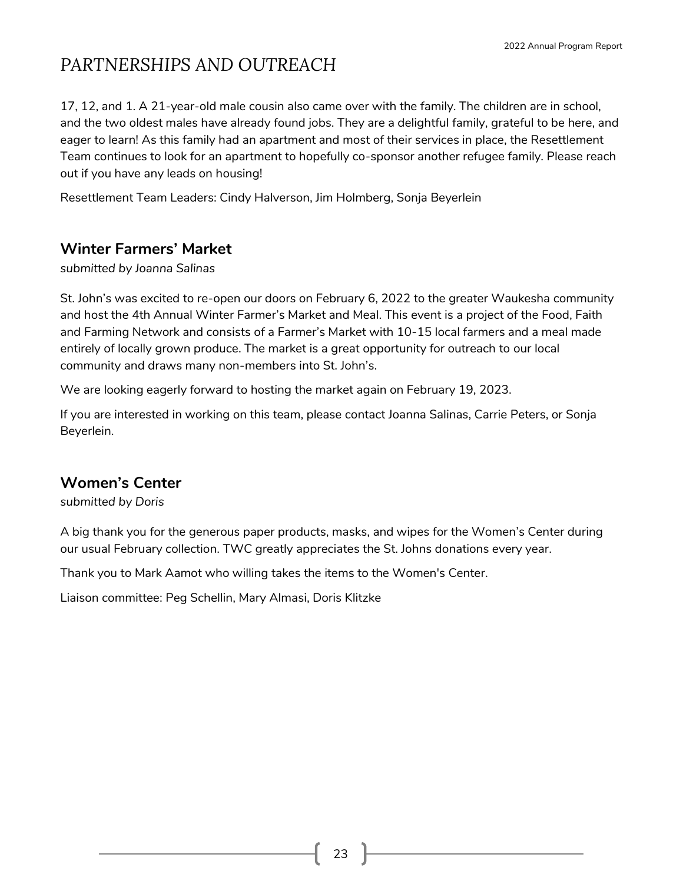# PARTNERSHIPS AND OUTREACH

17, 12, and 1. A 21-year-old male cousin also came over with the family. The children are in school, and the two oldest males have already found jobs. They are a delightful family, grateful to be here, and eager to learn! As this family had an apartment and most of their services in place, the Resettlement Team continues to look for an apartment to hopefully co-sponsor another refugee family. Please reach out if you have any leads on housing!

Resettlement Team Leaders: Cindy Halverson, Jim Holmberg, Sonja Beyerlein

## Winter Farmers' Market

*submitted by Joanna Salinas*

St. John's was excited to re-open our doors on February 6, 2022 to the greater Waukesha community and host the 4th Annual Winter Farmer's Market and Meal. This event is a project of the Food, Faith and Farming Network and consists of a Farmer's Market with 10-15 local farmers and a meal made entirely of locally grown produce. The market is a great opportunity for outreach to our local community and draws many non-members into St. John's.

We are looking eagerly forward to hosting the market again on February 19, 2023.

If you are interested in working on this team, please contact Joanna Salinas, Carrie Peters, or Sonja Beyerlein.

## Women's Center

*submitted by Doris*

A big thank you for the generous paper products, masks, and wipes for the Women's Center during our usual February collection. TWC greatly appreciates the St. Johns donations every year.

Thank you to Mark Aamot who willing takes the items to the Women's Center.

Liaison committee: Peg Schellin, Mary Almasi, Doris Klitzke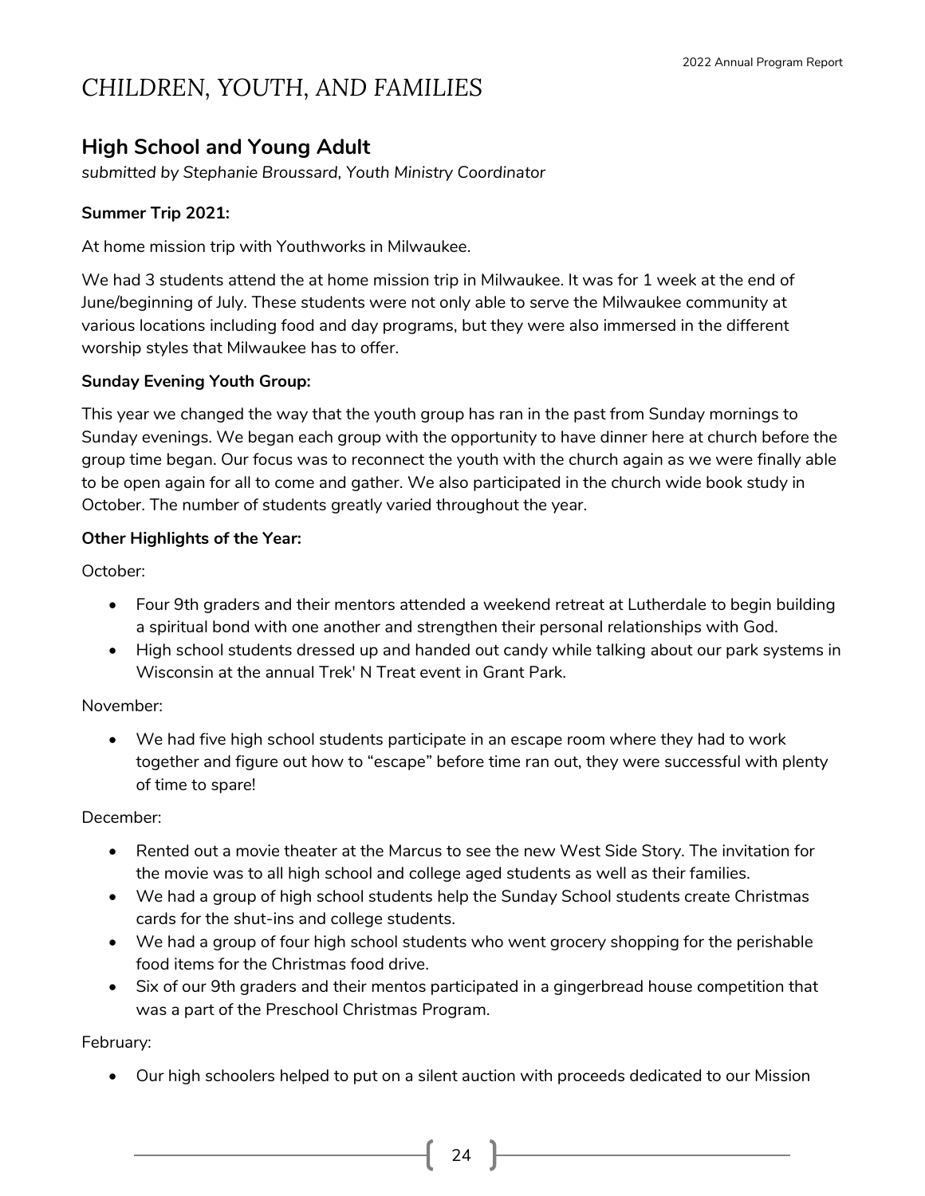# CHILDREN, YOUTH, AND FAMILIES

## High School and Young Adult

*submitted by Stephanie Broussard, Youth Ministry Coordinator*

**Summer Trip 2021:**

At home mission trip with Youthworks in Milwaukee.

We had 3 students attend the at home mission trip in Milwaukee. It was for 1 week at the end of June/beginning of July. These students were not only able to serve the Milwaukee community at various locations including food and day programs, but they were also immersed in the different worship styles that Milwaukee has to offer.

**Sunday Evening Youth Group:**

This year we changed the way that the youth group has ran in the past from Sunday mornings to Sunday evenings. We began each group with the opportunity to have dinner here at church before the group time began. Our focus was to reconnect the youth with the church again as we were finally able to be open again for all to come and gather. We also participated in the church wide book study in October. The number of students greatly varied throughout the year.

**Other Highlights of the Year:**

October:

- Four 9th graders and their mentors attended a weekend retreat at Lutherdale to begin building a spiritual bond with one another and strengthen their personal relationships with God.
- High school students dressed up and handed out candy while talking about our park systems in Wisconsin at the annual Trek' N Treat event in Grant Park.

November:

- We had five high school students participate in an escape room where they had to work together and figure out how to "escape" before time ran out, they were successful with plenty of time to spare!

December:

- Rented out a movie theater at the Marcus to see the new West Side Story. The invitation for the movie was to all high school and college aged students as well as their families.
- We had a group of high school students help the Sunday School students create Christmas cards for the shut-ins and college students.
- We had a group of four high school students who went grocery shopping for the perishable food items for the Christmas food drive.
- Six of our 9th graders and their mentos participated in a gingerbread house competition that was a part of the Preschool Christmas Program.

February:

- Our high schoolers helped to put on a silent auction with proceeds dedicated to our Mission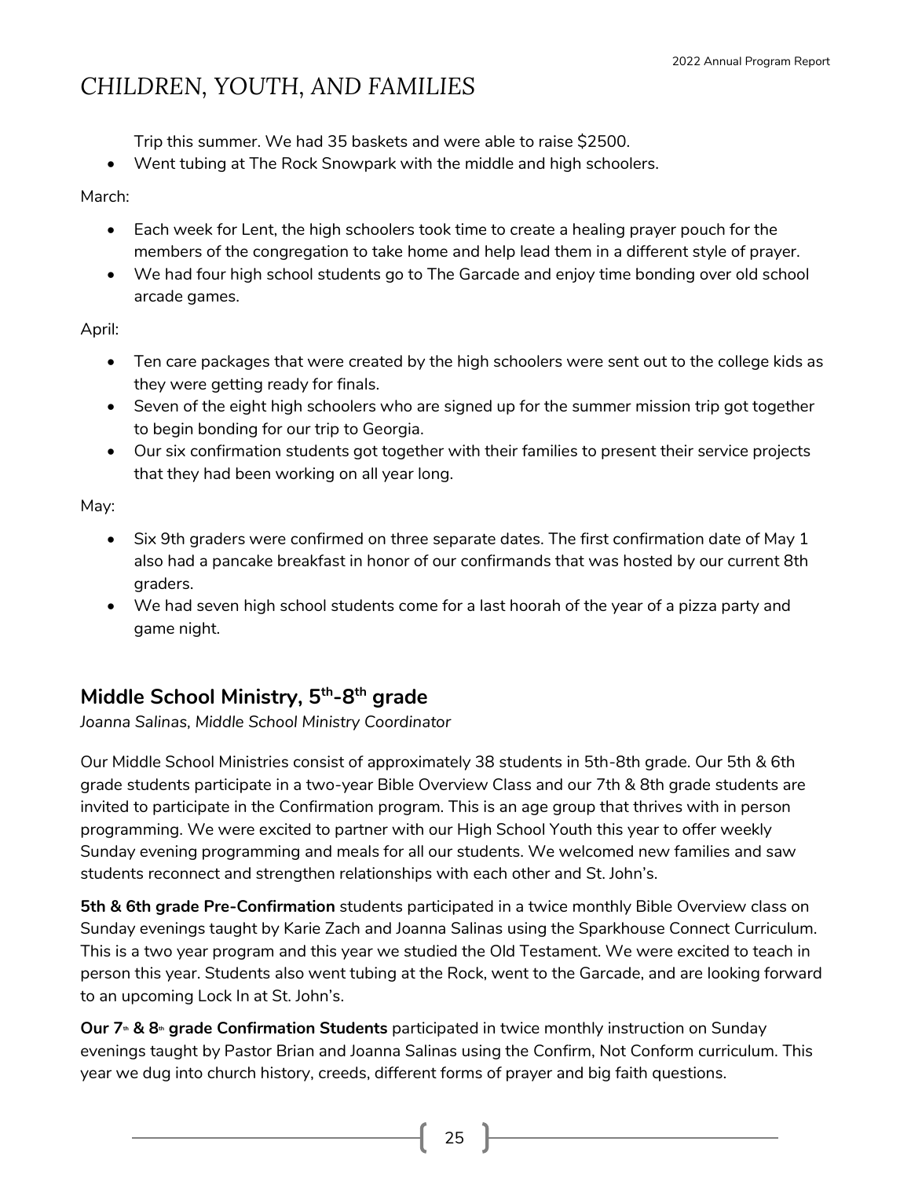# CHILDREN, YOUTH, AND FAMILIES

Trip this summer. We had 35 baskets and were able to raise $2500.

- Went tubing at The Rock Snowpark with the middle and high schoolers.

March:

- Each week for Lent, the high schoolers took time to create a healing prayer pouch for the members of the congregation to take home and help lead them in a different style of prayer.
- We had four high school students go to The Garcade and enjoy time bonding over old school arcade games.

April:

- Ten care packages that were created by the high schoolers were sent out to the college kids as they were getting ready for finals.
- Seven of the eight high schoolers who are signed up for the summer mission trip got together to begin bonding for our trip to Georgia.
- Our six confirmation students got together with their families to present their service projects that they had been working on all year long.

May:

- Six 9th graders were confirmed on three separate dates. The first confirmation date of May 1 also had a pancake breakfast in honor of our confirmands that was hosted by our current 8th graders.
- We had seven high school students come for a last hoorah of the year of a pizza party and game night.

## Middle School Ministry, 5th-8th grade

*Joanna Salinas, Middle School Ministry Coordinator*

Our Middle School Ministries consist of approximately 38 students in 5th-8th grade. Our 5th & 6th grade students participate in a two-year Bible Overview Class and our 7th & 8th grade students are invited to participate in the Confirmation program. This is an age group that thrives with in person programming. We were excited to partner with our High School Youth this year to offer weekly Sunday evening programming and meals for all our students. We welcomed new families and saw students reconnect and strengthen relationships with each other and St. John's.

**5th & 6th grade Pre-Confirmation** students participated in a twice monthly Bible Overview class on Sunday evenings taught by Karie Zach and Joanna Salinas using the Sparkhouse Connect Curriculum. This is a two year program and this year we studied the Old Testament. We were excited to teach in person this year. Students also went tubing at the Rock, went to the Garcade, and are looking forward to an upcoming Lock In at St. John's.

**Our 7th & 8th grade Confirmation Students** participated in twice monthly instruction on Sunday evenings taught by Pastor Brian and Joanna Salinas using the Confirm, Not Conform curriculum. This year we dug into church history, creeds, different forms of prayer and big faith questions.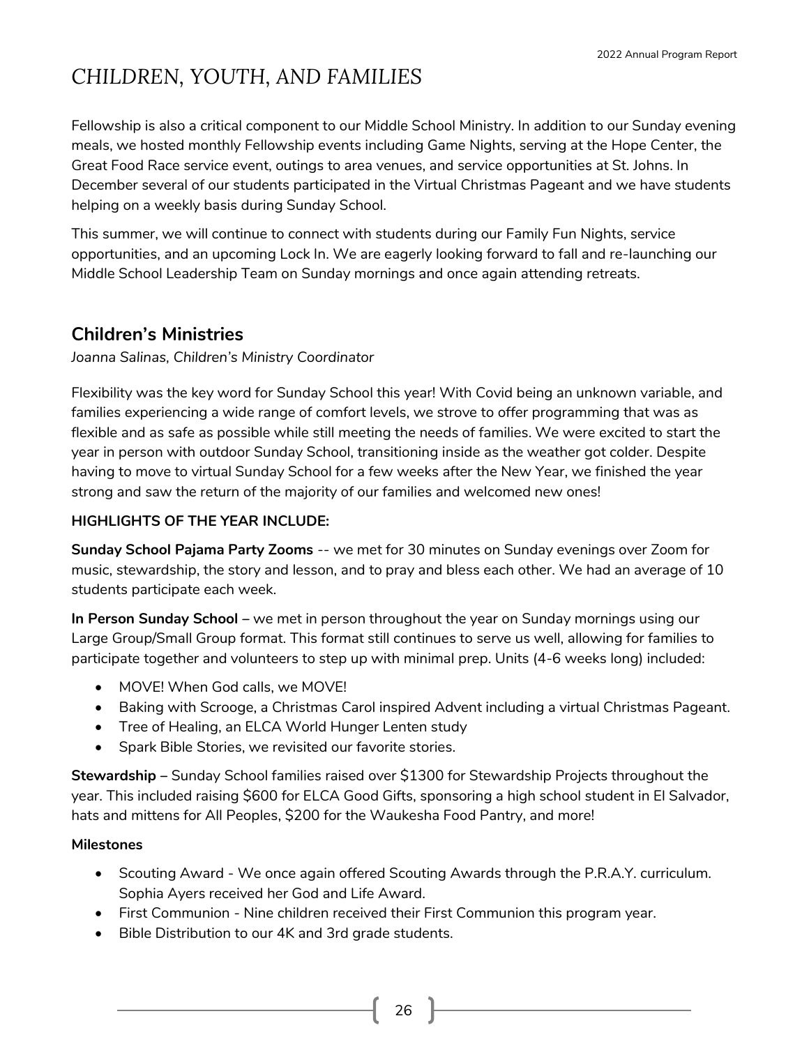# CHILDREN, YOUTH, AND FAMILIES

Fellowship is also a critical component to our Middle School Ministry. In addition to our Sunday evening meals, we hosted monthly Fellowship events including Game Nights, serving at the Hope Center, the Great Food Race service event, outings to area venues, and service opportunities at St. Johns. In December several of our students participated in the Virtual Christmas Pageant and we have students helping on a weekly basis during Sunday School.

This summer, we will continue to connect with students during our Family Fun Nights, service opportunities, and an upcoming Lock In. We are eagerly looking forward to fall and re-launching our Middle School Leadership Team on Sunday mornings and once again attending retreats.

## Children's Ministries

*Joanna Salinas, Children's Ministry Coordinator*

Flexibility was the key word for Sunday School this year! With Covid being an unknown variable, and families experiencing a wide range of comfort levels, we strove to offer programming that was as flexible and as safe as possible while still meeting the needs of families. We were excited to start the year in person with outdoor Sunday School, transitioning inside as the weather got colder. Despite having to move to virtual Sunday School for a few weeks after the New Year, we finished the year strong and saw the return of the majority of our families and welcomed new ones!

**HIGHLIGHTS OF THE YEAR INCLUDE:**

**Sunday School Pajama Party Zooms** -- we met for 30 minutes on Sunday evenings over Zoom for music, stewardship, the story and lesson, and to pray and bless each other. We had an average of 10 students participate each week.

**In Person Sunday School** – we met in person throughout the year on Sunday mornings using our Large Group/Small Group format. This format still continues to serve us well, allowing for families to participate together and volunteers to step up with minimal prep. Units (4-6 weeks long) included:

- MOVE! When God calls, we MOVE!
- Baking with Scrooge, a Christmas Carol inspired Advent including a virtual Christmas Pageant.
- Tree of Healing, an ELCA World Hunger Lenten study
- Spark Bible Stories, we revisited our favorite stories.

**Stewardship** – Sunday School families raised over $1300 for Stewardship Projects throughout the year. This included raising $600 for ELCA Good Gifts, sponsoring a high school student in El Salvador, hats and mittens for All Peoples, $200 for the Waukesha Food Pantry, and more!

**Milestones**

- Scouting Award - We once again offered Scouting Awards through the P.R.A.Y. curriculum. Sophia Ayers received her God and Life Award.
- First Communion - Nine children received their First Communion this program year.
- Bible Distribution to our 4K and 3rd grade students.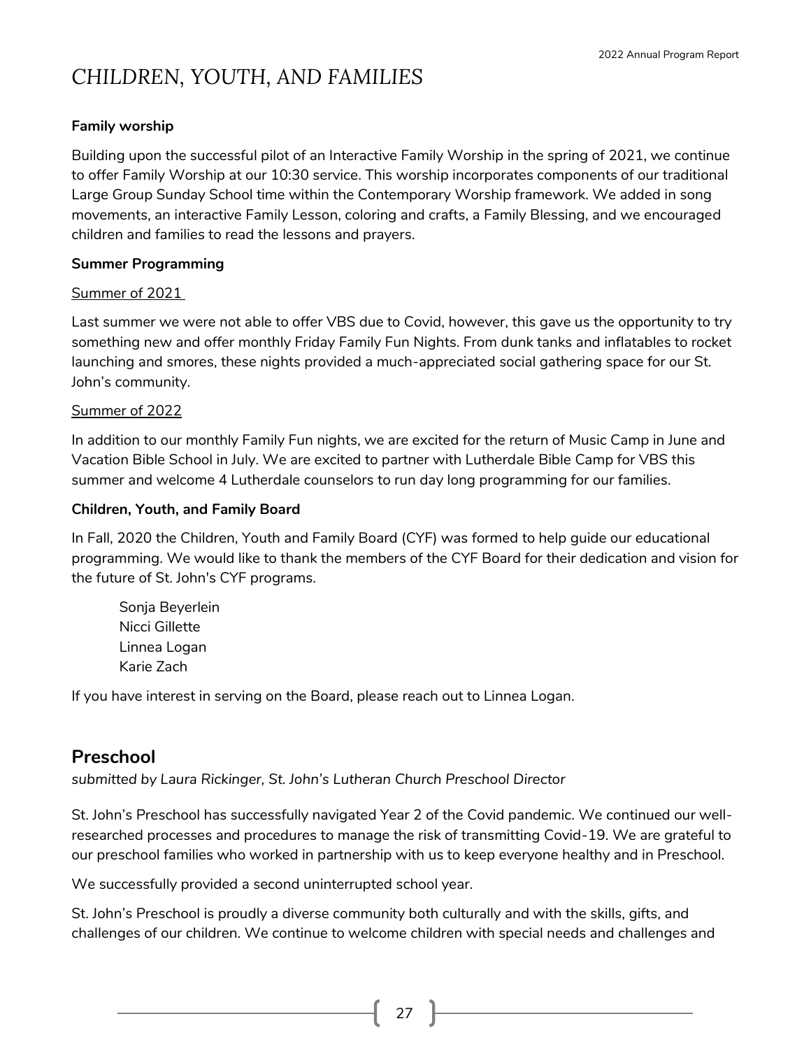# CHILDREN, YOUTH, AND FAMILIES

**Family worship**

Building upon the successful pilot of an Interactive Family Worship in the spring of 2021, we continue to offer Family Worship at our 10:30 service. This worship incorporates components of our traditional Large Group Sunday School time within the Contemporary Worship framework. We added in song movements, an interactive Family Lesson, coloring and crafts, a Family Blessing, and we encouraged children and families to read the lessons and prayers.

**Summer Programming**

Summer of 2021

Last summer we were not able to offer VBS due to Covid, however, this gave us the opportunity to try something new and offer monthly Friday Family Fun Nights. From dunk tanks and inflatables to rocket launching and smores, these nights provided a much-appreciated social gathering space for our St. John's community.

Summer of 2022

In addition to our monthly Family Fun nights, we are excited for the return of Music Camp in June and Vacation Bible School in July. We are excited to partner with Lutherdale Bible Camp for VBS this summer and welcome 4 Lutherdale counselors to run day long programming for our families.

**Children, Youth, and Family Board**

In Fall, 2020 the Children, Youth and Family Board (CYF) was formed to help guide our educational programming. We would like to thank the members of the CYF Board for their dedication and vision for the future of St. John's CYF programs.

Sonja Beyerlein
Nicci Gillette
Linnea Logan
Karie Zach

If you have interest in serving on the Board, please reach out to Linnea Logan.

## Preschool

*submitted by Laura Rickinger, St. John's Lutheran Church Preschool Director*

St. John's Preschool has successfully navigated Year 2 of the Covid pandemic. We continued our well-researched processes and procedures to manage the risk of transmitting Covid-19. We are grateful to our preschool families who worked in partnership with us to keep everyone healthy and in Preschool.

We successfully provided a second uninterrupted school year.

St. John's Preschool is proudly a diverse community both culturally and with the skills, gifts, and challenges of our children. We continue to welcome children with special needs and challenges and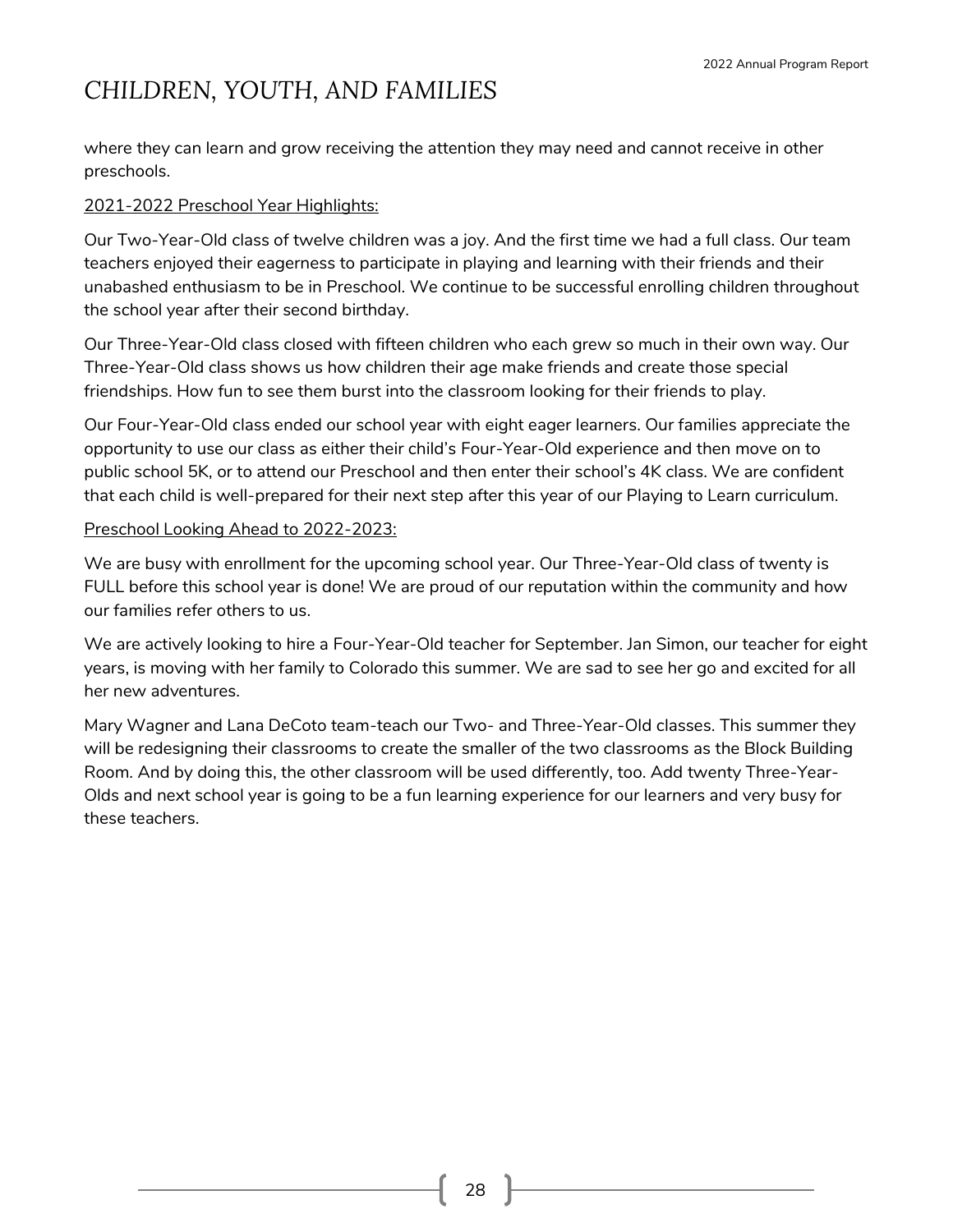# CHILDREN, YOUTH, AND FAMILIES

where they can learn and grow receiving the attention they may need and cannot receive in other preschools.

<u>2021-2022 Preschool Year Highlights:</u>

Our Two-Year-Old class of twelve children was a joy. And the first time we had a full class. Our team teachers enjoyed their eagerness to participate in playing and learning with their friends and their unabashed enthusiasm to be in Preschool. We continue to be successful enrolling children throughout the school year after their second birthday.

Our Three-Year-Old class closed with fifteen children who each grew so much in their own way. Our Three-Year-Old class shows us how children their age make friends and create those special friendships. How fun to see them burst into the classroom looking for their friends to play.

Our Four-Year-Old class ended our school year with eight eager learners. Our families appreciate the opportunity to use our class as either their child's Four-Year-Old experience and then move on to public school 5K, or to attend our Preschool and then enter their school's 4K class. We are confident that each child is well-prepared for their next step after this year of our Playing to Learn curriculum.

<u>Preschool Looking Ahead to 2022-2023:</u>

We are busy with enrollment for the upcoming school year. Our Three-Year-Old class of twenty is FULL before this school year is done! We are proud of our reputation within the community and how our families refer others to us.

We are actively looking to hire a Four-Year-Old teacher for September. Jan Simon, our teacher for eight years, is moving with her family to Colorado this summer. We are sad to see her go and excited for all her new adventures.

Mary Wagner and Lana DeCoto team-teach our Two- and Three-Year-Old classes. This summer they will be redesigning their classrooms to create the smaller of the two classrooms as the Block Building Room. And by doing this, the other classroom will be used differently, too. Add twenty Three-Year-Olds and next school year is going to be a fun learning experience for our learners and very busy for these teachers.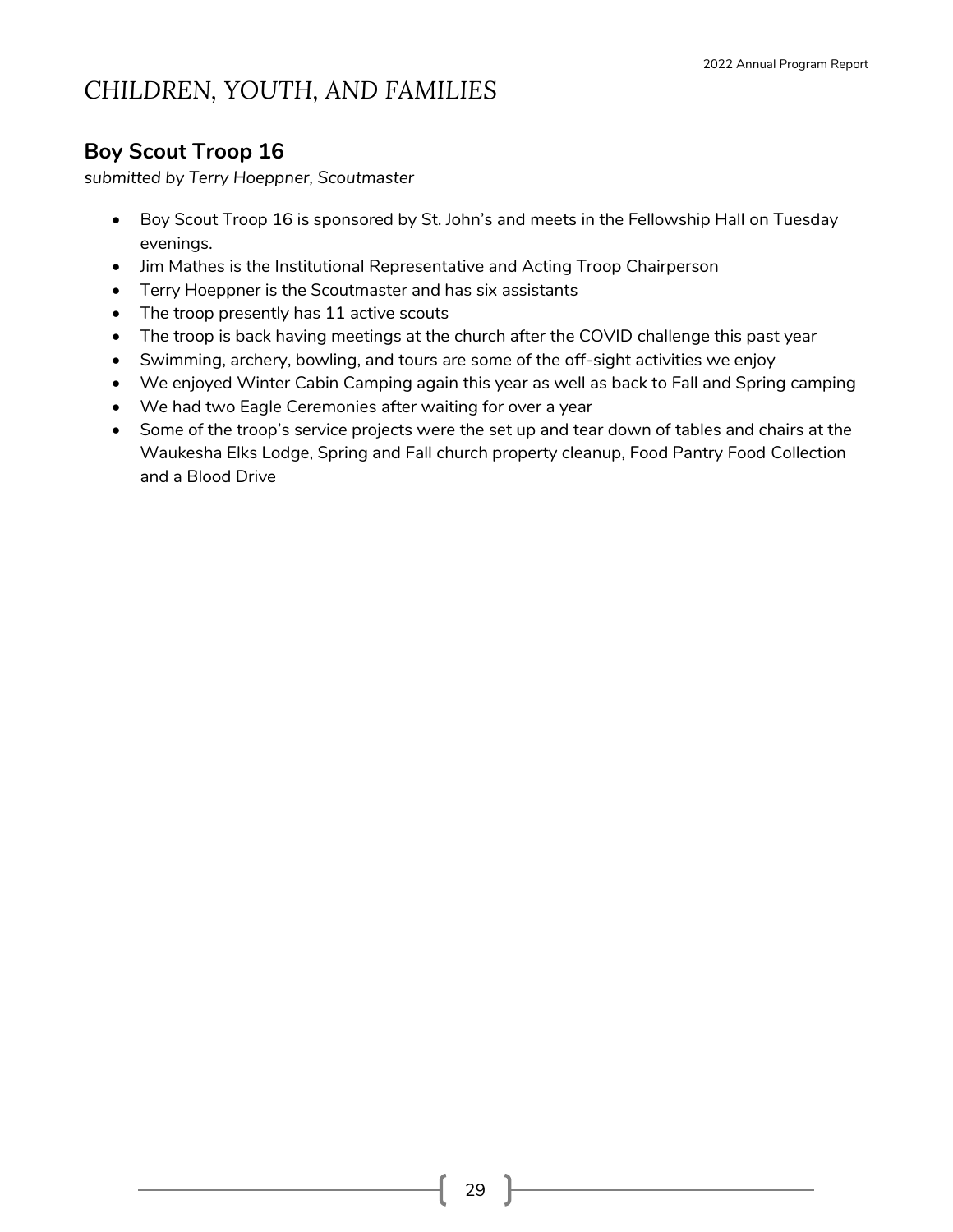# CHILDREN, YOUTH, AND FAMILIES

## Boy Scout Troop 16

*submitted by Terry Hoeppner, Scoutmaster*

- Boy Scout Troop 16 is sponsored by St. John's and meets in the Fellowship Hall on Tuesday evenings.
- Jim Mathes is the Institutional Representative and Acting Troop Chairperson
- Terry Hoeppner is the Scoutmaster and has six assistants
- The troop presently has 11 active scouts
- The troop is back having meetings at the church after the COVID challenge this past year
- Swimming, archery, bowling, and tours are some of the off-sight activities we enjoy
- We enjoyed Winter Cabin Camping again this year as well as back to Fall and Spring camping
- We had two Eagle Ceremonies after waiting for over a year
- Some of the troop's service projects were the set up and tear down of tables and chairs at the Waukesha Elks Lodge, Spring and Fall church property cleanup, Food Pantry Food Collection and a Blood Drive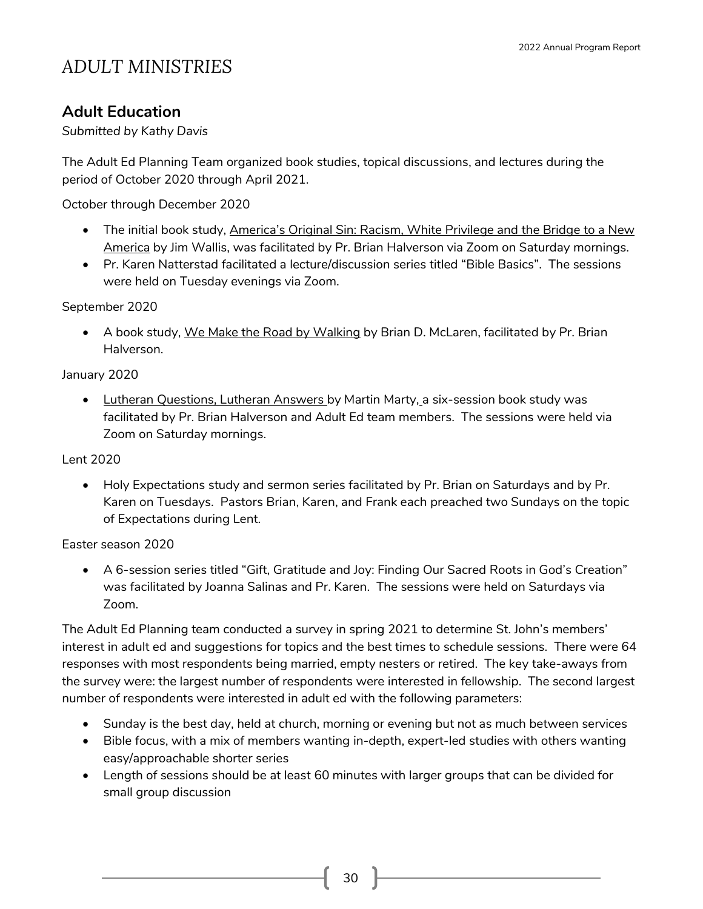# ADULT MINISTRIES

## Adult Education

*Submitted by Kathy Davis*

The Adult Ed Planning Team organized book studies, topical discussions, and lectures during the period of October 2020 through April 2021.

October through December 2020

- The initial book study, America's Original Sin: Racism, White Privilege and the Bridge to a New America by Jim Wallis, was facilitated by Pr. Brian Halverson via Zoom on Saturday mornings.
- Pr. Karen Natterstad facilitated a lecture/discussion series titled "Bible Basics". The sessions were held on Tuesday evenings via Zoom.

September 2020

- A book study, We Make the Road by Walking by Brian D. McLaren, facilitated by Pr. Brian Halverson.

January 2020

- Lutheran Questions, Lutheran Answers by Martin Marty, a six-session book study was facilitated by Pr. Brian Halverson and Adult Ed team members. The sessions were held via Zoom on Saturday mornings.

Lent 2020

- Holy Expectations study and sermon series facilitated by Pr. Brian on Saturdays and by Pr. Karen on Tuesdays. Pastors Brian, Karen, and Frank each preached two Sundays on the topic of Expectations during Lent.

Easter season 2020

- A 6-session series titled "Gift, Gratitude and Joy: Finding Our Sacred Roots in God's Creation" was facilitated by Joanna Salinas and Pr. Karen. The sessions were held on Saturdays via Zoom.

The Adult Ed Planning team conducted a survey in spring 2021 to determine St. John's members' interest in adult ed and suggestions for topics and the best times to schedule sessions. There were 64 responses with most respondents being married, empty nesters or retired. The key take-aways from the survey were: the largest number of respondents were interested in fellowship. The second largest number of respondents were interested in adult ed with the following parameters:

- Sunday is the best day, held at church, morning or evening but not as much between services
- Bible focus, with a mix of members wanting in-depth, expert-led studies with others wanting easy/approachable shorter series
- Length of sessions should be at least 60 minutes with larger groups that can be divided for small group discussion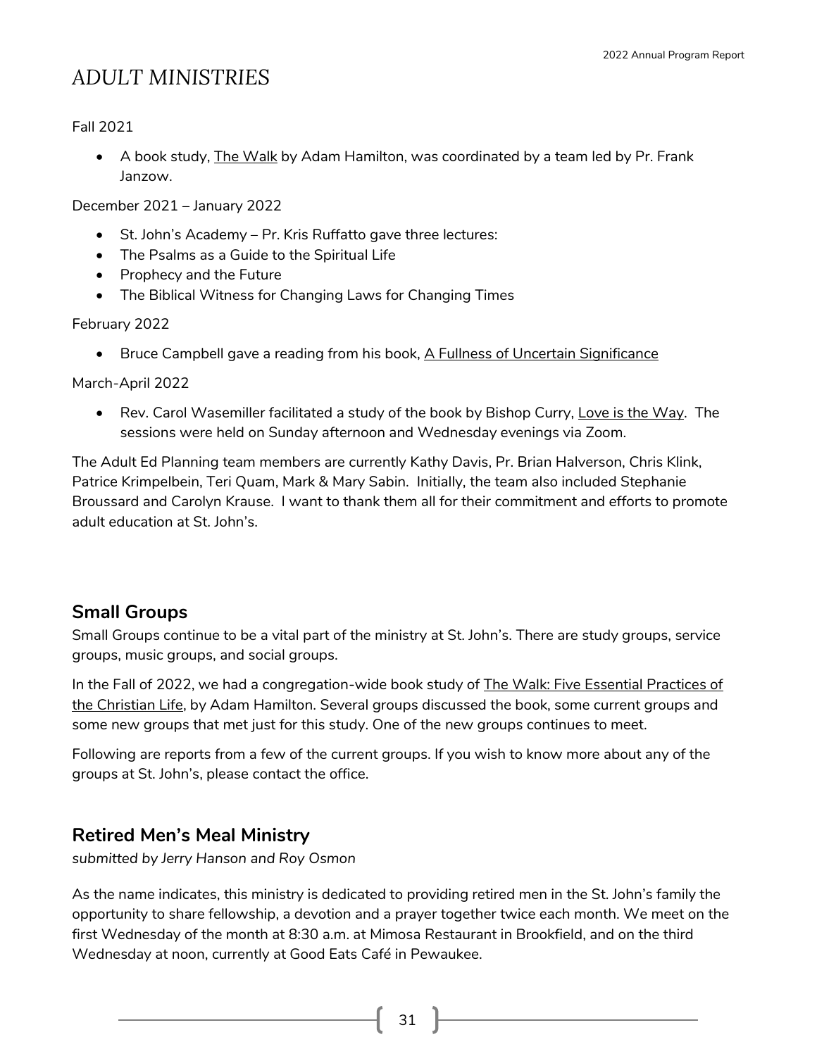# ADULT MINISTRIES

Fall 2021

- A book study, The Walk by Adam Hamilton, was coordinated by a team led by Pr. Frank Janzow.

December 2021 – January 2022

- St. John's Academy – Pr. Kris Ruffatto gave three lectures:
- The Psalms as a Guide to the Spiritual Life
- Prophecy and the Future
- The Biblical Witness for Changing Laws for Changing Times

February 2022

- Bruce Campbell gave a reading from his book, A Fullness of Uncertain Significance

March-April 2022

- Rev. Carol Wasemiller facilitated a study of the book by Bishop Curry, Love is the Way. The sessions were held on Sunday afternoon and Wednesday evenings via Zoom.

The Adult Ed Planning team members are currently Kathy Davis, Pr. Brian Halverson, Chris Klink, Patrice Krimpelbein, Teri Quam, Mark & Mary Sabin. Initially, the team also included Stephanie Broussard and Carolyn Krause. I want to thank them all for their commitment and efforts to promote adult education at St. John's.

## Small Groups

Small Groups continue to be a vital part of the ministry at St. John's. There are study groups, service groups, music groups, and social groups.

In the Fall of 2022, we had a congregation-wide book study of The Walk: Five Essential Practices of the Christian Life, by Adam Hamilton. Several groups discussed the book, some current groups and some new groups that met just for this study. One of the new groups continues to meet.

Following are reports from a few of the current groups. If you wish to know more about any of the groups at St. John's, please contact the office.

## Retired Men's Meal Ministry

*submitted by Jerry Hanson and Roy Osmon*

As the name indicates, this ministry is dedicated to providing retired men in the St. John's family the opportunity to share fellowship, a devotion and a prayer together twice each month. We meet on the first Wednesday of the month at 8:30 a.m. at Mimosa Restaurant in Brookfield, and on the third Wednesday at noon, currently at Good Eats Café in Pewaukee.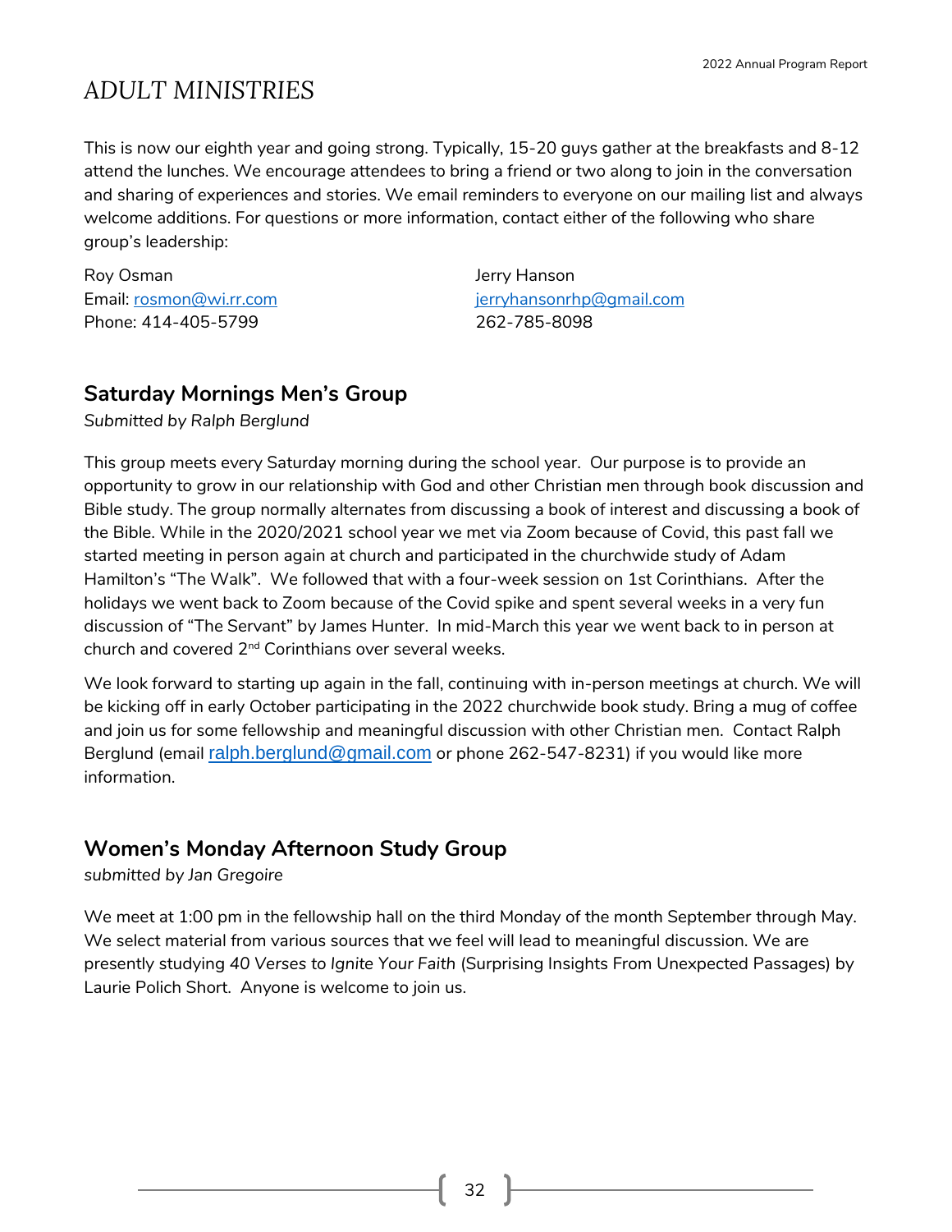# ADULT MINISTRIES

This is now our eighth year and going strong. Typically, 15-20 guys gather at the breakfasts and 8-12 attend the lunches. We encourage attendees to bring a friend or two along to join in the conversation and sharing of experiences and stories. We email reminders to everyone on our mailing list and always welcome additions. For questions or more information, contact either of the following who share group's leadership:

Roy Osman
Email: rosmon@wi.rr.com
Phone: 414-405-5799

Jerry Hanson
jerryhansonrhp@gmail.com
262-785-8098

## Saturday Mornings Men's Group

*Submitted by Ralph Berglund*

This group meets every Saturday morning during the school year. Our purpose is to provide an opportunity to grow in our relationship with God and other Christian men through book discussion and Bible study. The group normally alternates from discussing a book of interest and discussing a book of the Bible. While in the 2020/2021 school year we met via Zoom because of Covid, this past fall we started meeting in person again at church and participated in the churchwide study of Adam Hamilton's "The Walk". We followed that with a four-week session on 1st Corinthians. After the holidays we went back to Zoom because of the Covid spike and spent several weeks in a very fun discussion of "The Servant" by James Hunter. In mid-March this year we went back to in person at church and covered 2nd Corinthians over several weeks.

We look forward to starting up again in the fall, continuing with in-person meetings at church. We will be kicking off in early October participating in the 2022 churchwide book study. Bring a mug of coffee and join us for some fellowship and meaningful discussion with other Christian men. Contact Ralph Berglund (email ralph.berglund@gmail.com or phone 262-547-8231) if you would like more information.

## Women's Monday Afternoon Study Group

*submitted by Jan Gregoire*

We meet at 1:00 pm in the fellowship hall on the third Monday of the month September through May. We select material from various sources that we feel will lead to meaningful discussion. We are presently studying *40 Verses to Ignite Your Faith* (Surprising Insights From Unexpected Passages) by Laurie Polich Short. Anyone is welcome to join us.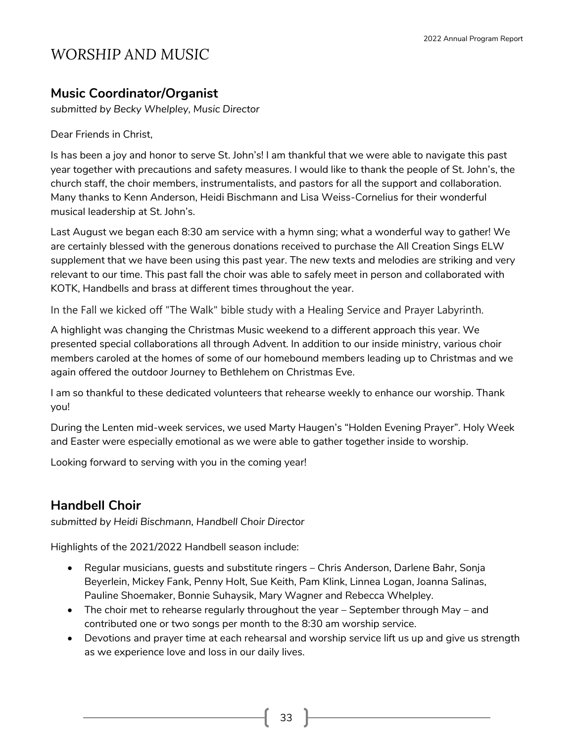# WORSHIP AND MUSIC

## Music Coordinator/Organist

*submitted by Becky Whelpley, Music Director*

Dear Friends in Christ,

Is has been a joy and honor to serve St. John's! I am thankful that we were able to navigate this past year together with precautions and safety measures. I would like to thank the people of St. John's, the church staff, the choir members, instrumentalists, and pastors for all the support and collaboration. Many thanks to Kenn Anderson, Heidi Bischmann and Lisa Weiss-Cornelius for their wonderful musical leadership at St. John's.

Last August we began each 8:30 am service with a hymn sing; what a wonderful way to gather! We are certainly blessed with the generous donations received to purchase the All Creation Sings ELW supplement that we have been using this past year. The new texts and melodies are striking and very relevant to our time. This past fall the choir was able to safely meet in person and collaborated with KOTK, Handbells and brass at different times throughout the year.

In the Fall we kicked off "The Walk" bible study with a Healing Service and Prayer Labyrinth.

A highlight was changing the Christmas Music weekend to a different approach this year. We presented special collaborations all through Advent. In addition to our inside ministry, various choir members caroled at the homes of some of our homebound members leading up to Christmas and we again offered the outdoor Journey to Bethlehem on Christmas Eve.

I am so thankful to these dedicated volunteers that rehearse weekly to enhance our worship. Thank you!

During the Lenten mid-week services, we used Marty Haugen's "Holden Evening Prayer". Holy Week and Easter were especially emotional as we were able to gather together inside to worship.

Looking forward to serving with you in the coming year!

## Handbell Choir

*submitted by Heidi Bischmann, Handbell Choir Director*

Highlights of the 2021/2022 Handbell season include:

- Regular musicians, guests and substitute ringers – Chris Anderson, Darlene Bahr, Sonja Beyerlein, Mickey Fank, Penny Holt, Sue Keith, Pam Klink, Linnea Logan, Joanna Salinas, Pauline Shoemaker, Bonnie Suhaysik, Mary Wagner and Rebecca Whelpley.
- The choir met to rehearse regularly throughout the year – September through May – and contributed one or two songs per month to the 8:30 am worship service.
- Devotions and prayer time at each rehearsal and worship service lift us up and give us strength as we experience love and loss in our daily lives.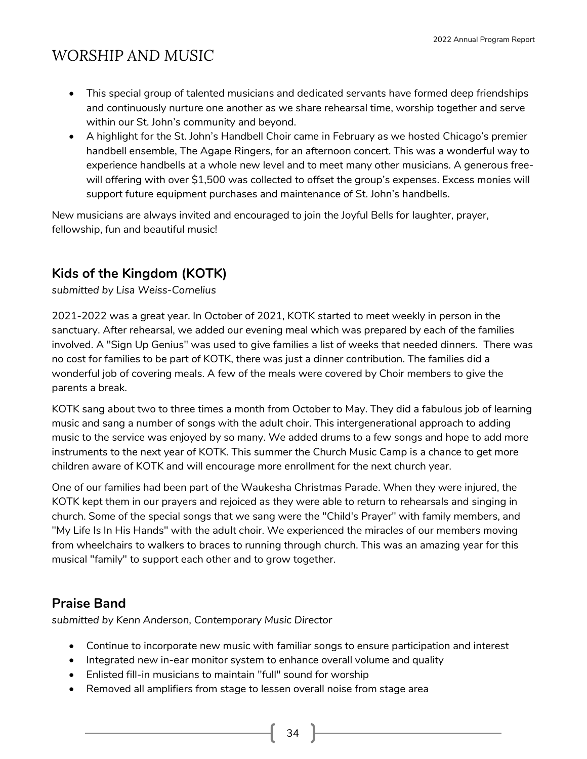# WORSHIP AND MUSIC

- This special group of talented musicians and dedicated servants have formed deep friendships and continuously nurture one another as we share rehearsal time, worship together and serve within our St. John's community and beyond.
- A highlight for the St. John's Handbell Choir came in February as we hosted Chicago's premier handbell ensemble, The Agape Ringers, for an afternoon concert. This was a wonderful way to experience handbells at a whole new level and to meet many other musicians. A generous free-will offering with over $1,500 was collected to offset the group's expenses. Excess monies will support future equipment purchases and maintenance of St. John's handbells.

New musicians are always invited and encouraged to join the Joyful Bells for laughter, prayer, fellowship, fun and beautiful music!

## Kids of the Kingdom (KOTK)

*submitted by Lisa Weiss-Cornelius*

2021-2022 was a great year. In October of 2021, KOTK started to meet weekly in person in the sanctuary. After rehearsal, we added our evening meal which was prepared by each of the families involved. A "Sign Up Genius" was used to give families a list of weeks that needed dinners. There was no cost for families to be part of KOTK, there was just a dinner contribution. The families did a wonderful job of covering meals. A few of the meals were covered by Choir members to give the parents a break.

KOTK sang about two to three times a month from October to May. They did a fabulous job of learning music and sang a number of songs with the adult choir. This intergenerational approach to adding music to the service was enjoyed by so many. We added drums to a few songs and hope to add more instruments to the next year of KOTK. This summer the Church Music Camp is a chance to get more children aware of KOTK and will encourage more enrollment for the next church year.

One of our families had been part of the Waukesha Christmas Parade. When they were injured, the KOTK kept them in our prayers and rejoiced as they were able to return to rehearsals and singing in church. Some of the special songs that we sang were the "Child's Prayer" with family members, and "My Life Is In His Hands" with the adult choir. We experienced the miracles of our members moving from wheelchairs to walkers to braces to running through church. This was an amazing year for this musical "family" to support each other and to grow together.

## Praise Band

*submitted by Kenn Anderson, Contemporary Music Director*

- Continue to incorporate new music with familiar songs to ensure participation and interest
- Integrated new in-ear monitor system to enhance overall volume and quality
- Enlisted fill-in musicians to maintain "full" sound for worship
- Removed all amplifiers from stage to lessen overall noise from stage area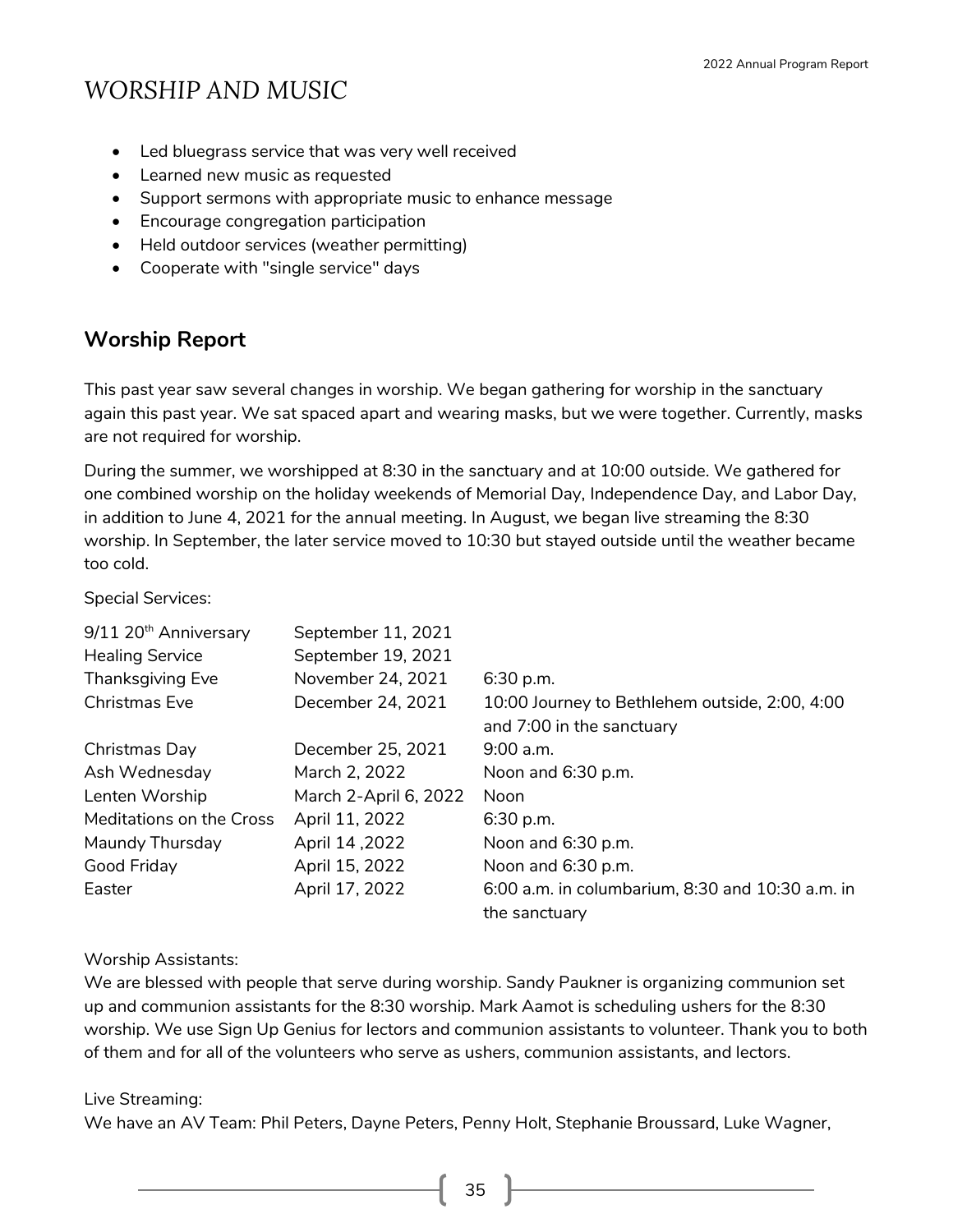# WORSHIP AND MUSIC

- Led bluegrass service that was very well received
- Learned new music as requested
- Support sermons with appropriate music to enhance message
- Encourage congregation participation
- Held outdoor services (weather permitting)
- Cooperate with "single service" days

## Worship Report

This past year saw several changes in worship. We began gathering for worship in the sanctuary again this past year. We sat spaced apart and wearing masks, but we were together. Currently, masks are not required for worship.

During the summer, we worshipped at 8:30 in the sanctuary and at 10:00 outside. We gathered for one combined worship on the holiday weekends of Memorial Day, Independence Day, and Labor Day, in addition to June 4, 2021 for the annual meeting. In August, we began live streaming the 8:30 worship. In September, the later service moved to 10:30 but stayed outside until the weather became too cold.

Special Services:

| | | |
|---|---|---|
| 9/11 20th Anniversary | September 11, 2021 | |
| Healing Service | September 19, 2021 | |
| Thanksgiving Eve | November 24, 2021 | 6:30 p.m. |
| Christmas Eve | December 24, 2021 | 10:00 Journey to Bethlehem outside, 2:00, 4:00 and 7:00 in the sanctuary |
| Christmas Day | December 25, 2021 | 9:00 a.m. |
| Ash Wednesday | March 2, 2022 | Noon and 6:30 p.m. |
| Lenten Worship | March 2-April 6, 2022 | Noon |
| Meditations on the Cross | April 11, 2022 | 6:30 p.m. |
| Maundy Thursday | April 14 ,2022 | Noon and 6:30 p.m. |
| Good Friday | April 15, 2022 | Noon and 6:30 p.m. |
| Easter | April 17, 2022 | 6:00 a.m. in columbarium, 8:30 and 10:30 a.m. in the sanctuary |

Worship Assistants:
We are blessed with people that serve during worship. Sandy Paukner is organizing communion set up and communion assistants for the 8:30 worship. Mark Aamot is scheduling ushers for the 8:30 worship. We use Sign Up Genius for lectors and communion assistants to volunteer. Thank you to both of them and for all of the volunteers who serve as ushers, communion assistants, and lectors.

Live Streaming:
We have an AV Team: Phil Peters, Dayne Peters, Penny Holt, Stephanie Broussard, Luke Wagner,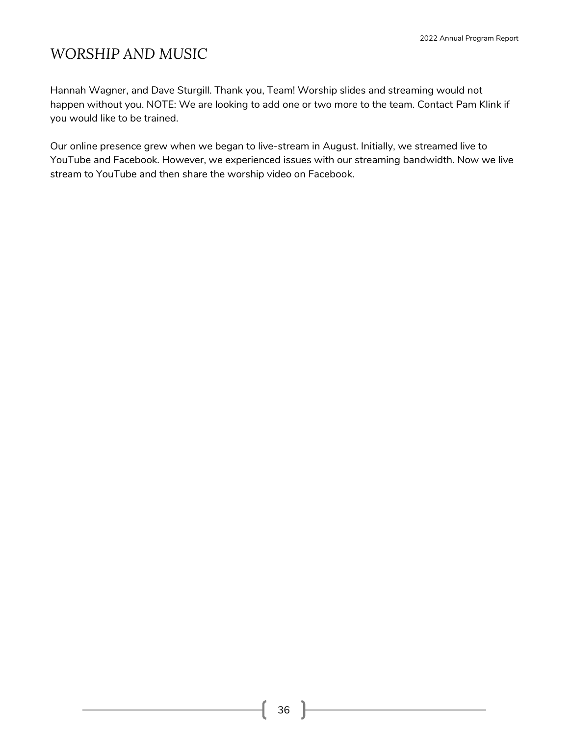# WORSHIP AND MUSIC

Hannah Wagner, and Dave Sturgill. Thank you, Team! Worship slides and streaming would not happen without you. NOTE: We are looking to add one or two more to the team. Contact Pam Klink if you would like to be trained.

Our online presence grew when we began to live-stream in August. Initially, we streamed live to YouTube and Facebook. However, we experienced issues with our streaming bandwidth. Now we live stream to YouTube and then share the worship video on Facebook.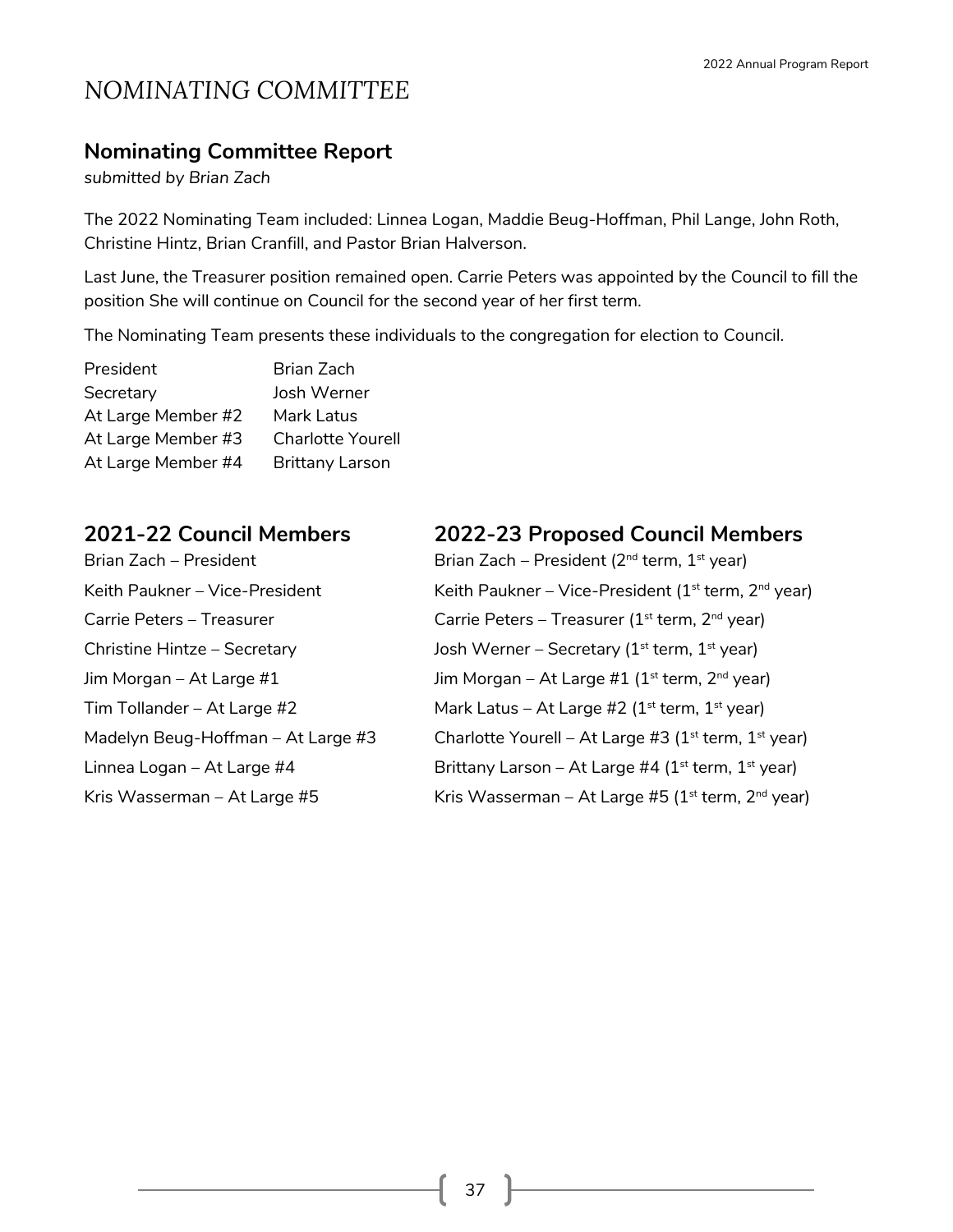# NOMINATING COMMITTEE

## Nominating Committee Report

*submitted by Brian Zach*

The 2022 Nominating Team included: Linnea Logan, Maddie Beug-Hoffman, Phil Lange, John Roth, Christine Hintz, Brian Cranfill, and Pastor Brian Halverson.

Last June, the Treasurer position remained open. Carrie Peters was appointed by the Council to fill the position She will continue on Council for the second year of her first term.

The Nominating Team presents these individuals to the congregation for election to Council.

| | |
|---|---|
| President | Brian Zach |
| Secretary | Josh Werner |
| At Large Member #2 | Mark Latus |
| At Large Member #3 | Charlotte Yourell |
| At Large Member #4 | Brittany Larson |

## 2021-22 Council Members

Brian Zach – President

Keith Paukner – Vice-President

Carrie Peters – Treasurer

Christine Hintze – Secretary

Jim Morgan – At Large #1

Tim Tollander – At Large #2

Madelyn Beug-Hoffman – At Large #3

Linnea Logan – At Large #4

Kris Wasserman – At Large #5

## 2022-23 Proposed Council Members

Brian Zach – President (2nd term, 1st year)

Keith Paukner – Vice-President (1st term, 2nd year)

Carrie Peters – Treasurer (1st term, 2nd year)

Josh Werner – Secretary (1st term, 1st year)

Jim Morgan – At Large #1 (1st term, 2nd year)

Mark Latus – At Large #2 (1st term, 1st year)

Charlotte Yourell – At Large #3 (1st term, 1st year)

Brittany Larson – At Large #4 (1st term, 1st year)

Kris Wasserman – At Large #5 (1st term, 2nd year)